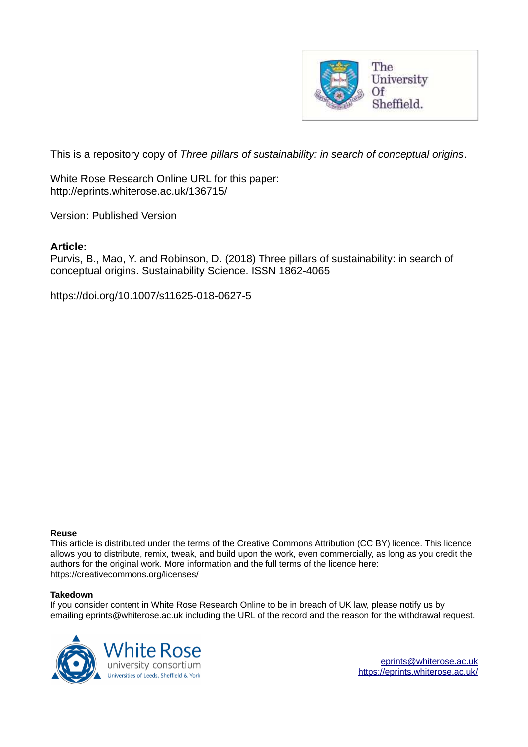This is a repository copy of *Three pillars of sustainability: in search of conceptual origins*.

White Rose Research Online URL for this paper:
http://eprints.whiterose.ac.uk/136715/

Version: Published Version

---

**Article:**

Purvis, B., Mao, Y. and Robinson, D. (2018) Three pillars of sustainability: in search of conceptual origins. Sustainability Science. ISSN 1862-4065

https://doi.org/10.1007/s11625-018-0627-5

---

**Reuse**

This article is distributed under the terms of the Creative Commons Attribution (CC BY) licence. This licence allows you to distribute, remix, tweak, and build upon the work, even commercially, as long as you credit the authors for the original work. More information and the full terms of the licence here: https://creativecommons.org/licenses/

**Takedown**

If you consider content in White Rose Research Online to be in breach of UK law, please notify us by emailing eprints@whiterose.ac.uk including the URL of the record and the reason for the withdrawal request.

eprints@whiterose.ac.uk
https://eprints.whiterose.ac.uk/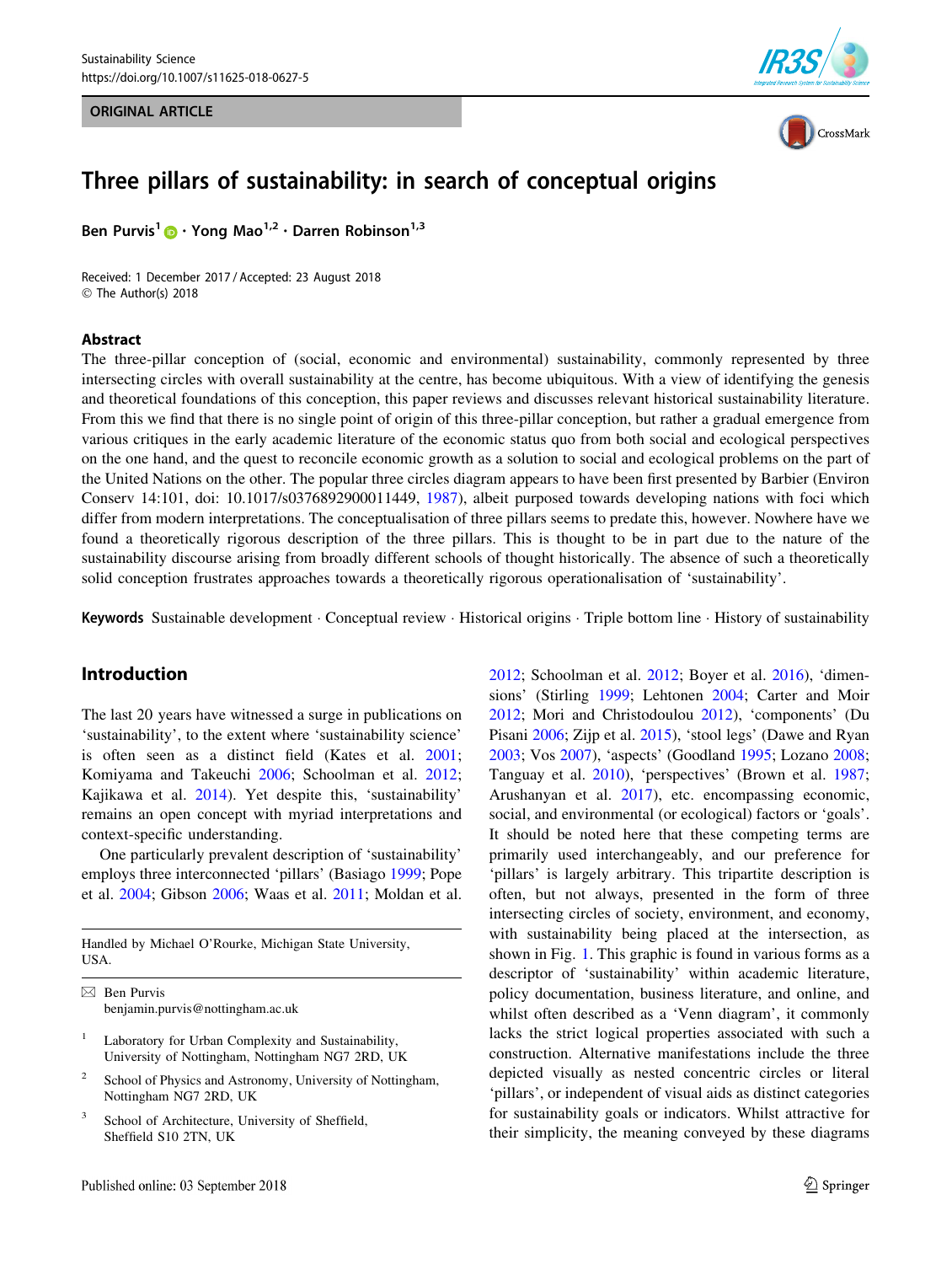# Three pillars of sustainability: in search of conceptual origins

**Ben Purvis[1] · Yong Mao[1,2] · Darren Robinson[1,3]**

Received: 1 December 2017 / Accepted: 23 August 2018
© The Author(s) 2018

## Abstract

The three-pillar conception of (social, economic and environmental) sustainability, commonly represented by three intersecting circles with overall sustainability at the centre, has become ubiquitous. With a view of identifying the genesis and theoretical foundations of this conception, this paper reviews and discusses relevant historical sustainability literature. From this we find that there is no single point of origin of this three-pillar conception, but rather a gradual emergence from various critiques in the early academic literature of the economic status quo from both social and ecological perspectives on the one hand, and the quest to reconcile economic growth as a solution to social and ecological problems on the part of the United Nations on the other. The popular three circles diagram appears to have been first presented by Barbier (Environ Conserv 14:101, doi: 10.1017/s0376892900011449, 1987), albeit purposed towards developing nations with foci which differ from modern interpretations. The conceptualisation of three pillars seems to predate this, however. Nowhere have we found a theoretically rigorous description of the three pillars. This is thought to be in part due to the nature of the sustainability discourse arising from broadly different schools of thought historically. The absence of such a theoretically solid conception frustrates approaches towards a theoretically rigorous operationalisation of 'sustainability'.

**Keywords** Sustainable development · Conceptual review · Historical origins · Triple bottom line · History of sustainability

## Introduction

The last 20 years have witnessed a surge in publications on 'sustainability', to the extent where 'sustainability science' is often seen as a distinct field (Kates et al. 2001; Komiyama and Takeuchi 2006; Schoolman et al. 2012; Kajikawa et al. 2014). Yet despite this, 'sustainability' remains an open concept with myriad interpretations and context-specific understanding.

One particularly prevalent description of 'sustainability' employs three interconnected 'pillars' (Basiago 1999; Pope et al. 2004; Gibson 2006; Waas et al. 2011; Moldan et al. 2012; Schoolman et al. 2012; Boyer et al. 2016), 'dimensions' (Stirling 1999; Lehtonen 2004; Carter and Moir 2012; Mori and Christodoulou 2012), 'components' (Du Pisani 2006; Zijp et al. 2015), 'stool legs' (Dawe and Ryan 2003; Vos 2007), 'aspects' (Goodland 1995; Lozano 2008; Tanguay et al. 2010), 'perspectives' (Brown et al. 1987; Arushanyan et al. 2017), etc. encompassing economic, social, and environmental (or ecological) factors or 'goals'. It should be noted here that these competing terms are primarily used interchangeably, and our preference for 'pillars' is largely arbitrary. This tripartite description is often, but not always, presented in the form of three intersecting circles of society, environment, and economy, with sustainability being placed at the intersection, as shown in Fig. 1. This graphic is found in various forms as a descriptor of 'sustainability' within academic literature, policy documentation, business literature, and online, and whilst often described as a 'Venn diagram', it commonly lacks the strict logical properties associated with such a construction. Alternative manifestations include the three depicted visually as nested concentric circles or literal 'pillars', or independent of visual aids as distinct categories for sustainability goals or indicators. Whilst attractive for their simplicity, the meaning conveyed by these diagrams

---

Handled by Michael O'Rourke, Michigan State University, USA.

✉ Ben Purvis
benjamin.purvis@nottingham.ac.uk

[1] Laboratory for Urban Complexity and Sustainability, University of Nottingham, Nottingham NG7 2RD, UK

[2] School of Physics and Astronomy, University of Nottingham, Nottingham NG7 2RD, UK

[3] School of Architecture, University of Sheffield, Sheffield S10 2TN, UK

Published online: 03 September 2018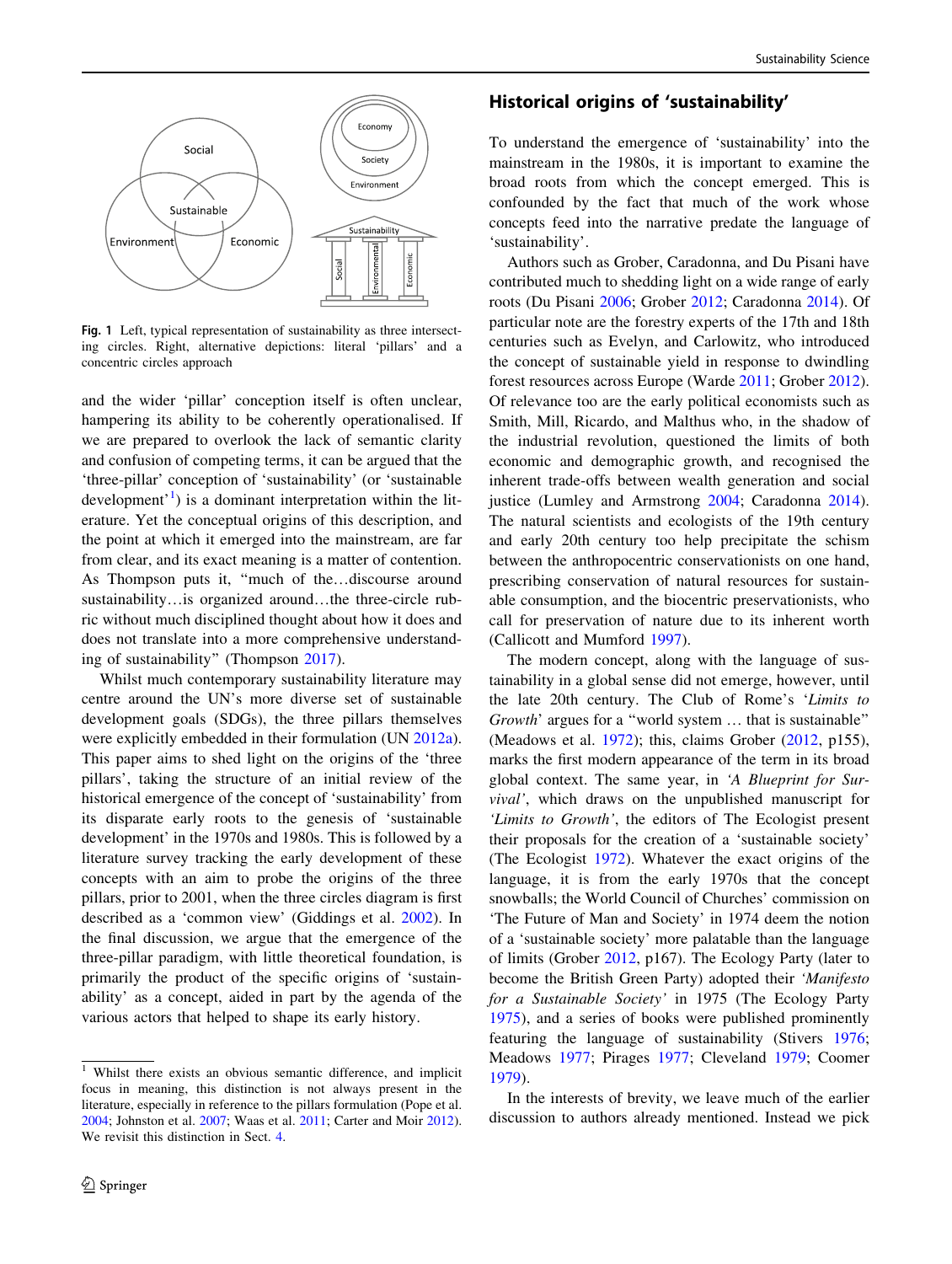Fig. 1 Left, typical representation of sustainability as three intersecting circles. Right, alternative depictions: literal 'pillars' and a concentric circles approach

and the wider 'pillar' conception itself is often unclear, hampering its ability to be coherently operationalised. If we are prepared to overlook the lack of semantic clarity and confusion of competing terms, it can be argued that the 'three-pillar' conception of 'sustainability' (or 'sustainable development'[1]) is a dominant interpretation within the literature. Yet the conceptual origins of this description, and the point at which it emerged into the mainstream, are far from clear, and its exact meaning is a matter of contention. As Thompson puts it, "much of the…discourse around sustainability…is organized around…the three-circle rubric without much disciplined thought about how it does and does not translate into a more comprehensive understanding of sustainability" (Thompson 2017).

Whilst much contemporary sustainability literature may centre around the UN's more diverse set of sustainable development goals (SDGs), the three pillars themselves were explicitly embedded in their formulation (UN 2012a). This paper aims to shed light on the origins of the 'three pillars', taking the structure of an initial review of the historical emergence of the concept of 'sustainability' from its disparate early roots to the genesis of 'sustainable development' in the 1970s and 1980s. This is followed by a literature survey tracking the early development of these concepts with an aim to probe the origins of the three pillars, prior to 2001, when the three circles diagram is first described as a 'common view' (Giddings et al. 2002). In the final discussion, we argue that the emergence of the three-pillar paradigm, with little theoretical foundation, is primarily the product of the specific origins of 'sustainability' as a concept, aided in part by the agenda of the various actors that helped to shape its early history.

[1] Whilst there exists an obvious semantic difference, and implicit focus in meaning, this distinction is not always present in the literature, especially in reference to the pillars formulation (Pope et al. 2004; Johnston et al. 2007; Waas et al. 2011; Carter and Moir 2012). We revisit this distinction in Sect. 4.

## Historical origins of 'sustainability'

To understand the emergence of 'sustainability' into the mainstream in the 1980s, it is important to examine the broad roots from which the concept emerged. This is confounded by the fact that much of the work whose concepts feed into the narrative predate the language of 'sustainability'.

Authors such as Grober, Caradonna, and Du Pisani have contributed much to shedding light on a wide range of early roots (Du Pisani 2006; Grober 2012; Caradonna 2014). Of particular note are the forestry experts of the 17th and 18th centuries such as Evelyn, and Carlowitz, who introduced the concept of sustainable yield in response to dwindling forest resources across Europe (Warde 2011; Grober 2012). Of relevance too are the early political economists such as Smith, Mill, Ricardo, and Malthus who, in the shadow of the industrial revolution, questioned the limits of both economic and demographic growth, and recognised the inherent trade-offs between wealth generation and social justice (Lumley and Armstrong 2004; Caradonna 2014). The natural scientists and ecologists of the 19th century and early 20th century too help precipitate the schism between the anthropocentric conservationists on one hand, prescribing conservation of natural resources for sustainable consumption, and the biocentric preservationists, who call for preservation of nature due to its inherent worth (Callicott and Mumford 1997).

The modern concept, along with the language of sustainability in a global sense did not emerge, however, until the late 20th century. The Club of Rome's '*Limits to Growth*' argues for a "world system … that is sustainable" (Meadows et al. 1972); this, claims Grober (2012, p155), marks the first modern appearance of the term in its broad global context. The same year, in *'A Blueprint for Survival'*, which draws on the unpublished manuscript for *'Limits to Growth'*, the editors of The Ecologist present their proposals for the creation of a 'sustainable society' (The Ecologist 1972). Whatever the exact origins of the language, it is from the early 1970s that the concept snowballs; the World Council of Churches' commission on 'The Future of Man and Society' in 1974 deem the notion of a 'sustainable society' more palatable than the language of limits (Grober 2012, p167). The Ecology Party (later to become the British Green Party) adopted their *'Manifesto for a Sustainable Society'* in 1975 (The Ecology Party 1975), and a series of books were published prominently featuring the language of sustainability (Stivers 1976; Meadows 1977; Pirages 1977; Cleveland 1979; Coomer 1979).

In the interests of brevity, we leave much of the earlier discussion to authors already mentioned. Instead we pick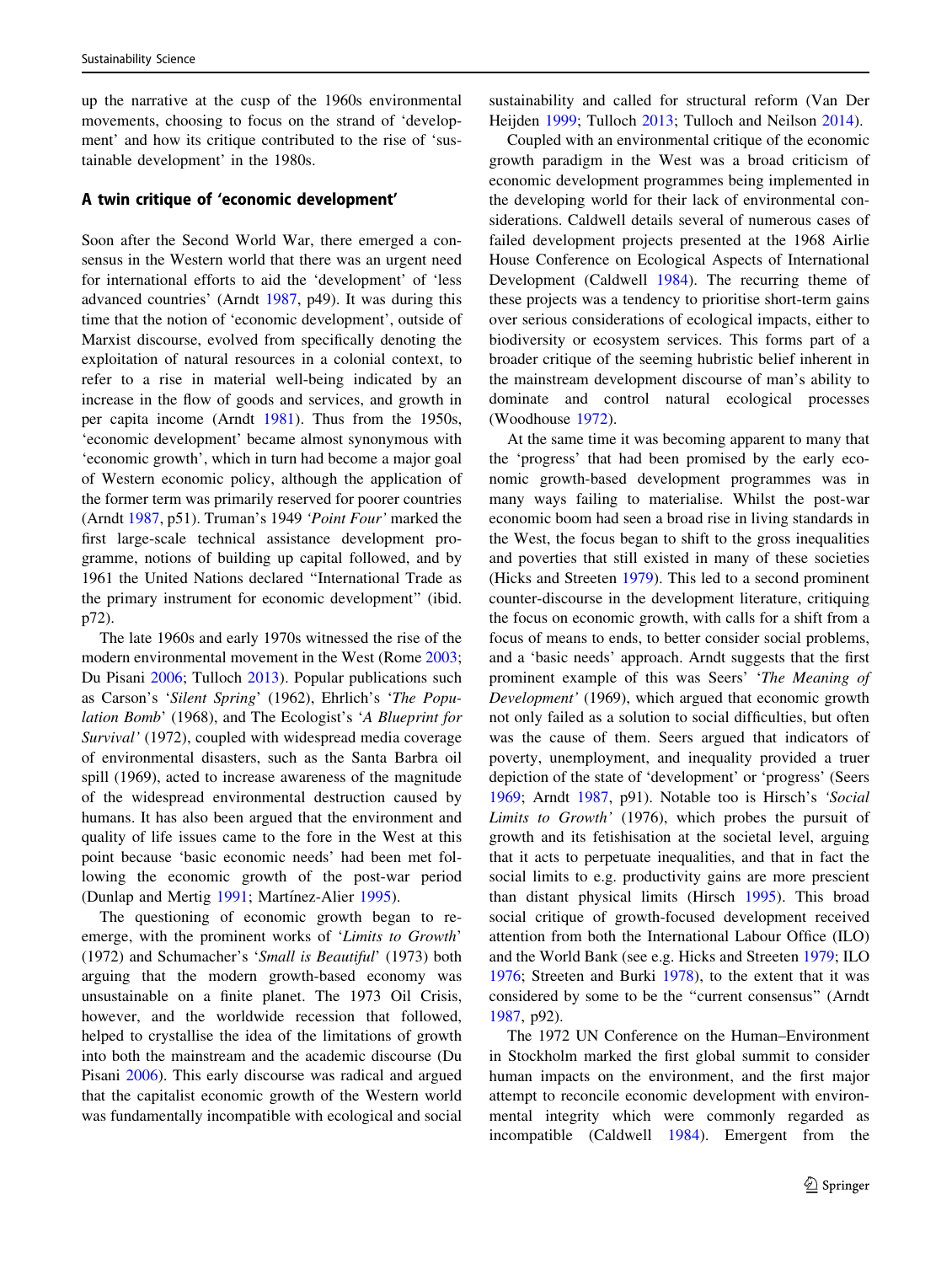up the narrative at the cusp of the 1960s environmental movements, choosing to focus on the strand of 'development' and how its critique contributed to the rise of 'sustainable development' in the 1980s.

## A twin critique of 'economic development'

Soon after the Second World War, there emerged a consensus in the Western world that there was an urgent need for international efforts to aid the 'development' of 'less advanced countries' (Arndt 1987, p49). It was during this time that the notion of 'economic development', outside of Marxist discourse, evolved from specifically denoting the exploitation of natural resources in a colonial context, to refer to a rise in material well-being indicated by an increase in the flow of goods and services, and growth in per capita income (Arndt 1981). Thus from the 1950s, 'economic development' became almost synonymous with 'economic growth', which in turn had become a major goal of Western economic policy, although the application of the former term was primarily reserved for poorer countries (Arndt 1987, p51). Truman's 1949 *'Point Four'* marked the first large-scale technical assistance development programme, notions of building up capital followed, and by 1961 the United Nations declared "International Trade as the primary instrument for economic development" (ibid. p72).

The late 1960s and early 1970s witnessed the rise of the modern environmental movement in the West (Rome 2003; Du Pisani 2006; Tulloch 2013). Popular publications such as Carson's '*Silent Spring*' (1962), Ehrlich's '*The Population Bomb*' (1968), and The Ecologist's '*A Blueprint for Survival'* (1972), coupled with widespread media coverage of environmental disasters, such as the Santa Barbara oil spill (1969), acted to increase awareness of the magnitude of the widespread environmental destruction caused by humans. It has also been argued that the environment and quality of life issues came to the fore in the West at this point because 'basic economic needs' had been met following the economic growth of the post-war period (Dunlap and Mertig 1991; Martínez-Alier 1995).

The questioning of economic growth began to re-emerge, with the prominent works of '*Limits to Growth*' (1972) and Schumacher's '*Small is Beautiful*' (1973) both arguing that the modern growth-based economy was unsustainable on a finite planet. The 1973 Oil Crisis, however, and the worldwide recession that followed, helped to crystallise the idea of the limitations of growth into both the mainstream and the academic discourse (Du Pisani 2006). This early discourse was radical and argued that the capitalist economic growth of the Western world was fundamentally incompatible with ecological and social sustainability and called for structural reform (Van Der Heijden 1999; Tulloch 2013; Tulloch and Neilson 2014).

Coupled with an environmental critique of the economic growth paradigm in the West was a broad criticism of economic development programmes being implemented in the developing world for their lack of environmental considerations. Caldwell details several of numerous cases of failed development projects presented at the 1968 Airlie House Conference on Ecological Aspects of International Development (Caldwell 1984). The recurring theme of these projects was a tendency to prioritise short-term gains over serious considerations of ecological impacts, either to biodiversity or ecosystem services. This forms part of a broader critique of the seeming hubristic belief inherent in the mainstream development discourse of man's ability to dominate and control natural ecological processes (Woodhouse 1972).

At the same time it was becoming apparent to many that the 'progress' that had been promised by the early economic growth-based development programmes was in many ways failing to materialise. Whilst the post-war economic boom had seen a broad rise in living standards in the West, the focus began to shift to the gross inequalities and poverties that still existed in many of these societies (Hicks and Streeten 1979). This led to a second prominent counter-discourse in the development literature, critiquing the focus on economic growth, with calls for a shift from a focus of means to ends, to better consider social problems, and a 'basic needs' approach. Arndt suggests that the first prominent example of this was Seers' *'The Meaning of Development'* (1969), which argued that economic growth not only failed as a solution to social difficulties, but often was the cause of them. Seers argued that indicators of poverty, unemployment, and inequality provided a truer depiction of the state of 'development' or 'progress' (Seers 1969; Arndt 1987, p91). Notable too is Hirsch's *'Social Limits to Growth'* (1976), which probes the pursuit of growth and its fetishisation at the societal level, arguing that it acts to perpetuate inequalities, and that in fact the social limits to e.g. productivity gains are more prescient than distant physical limits (Hirsch 1995). This broad social critique of growth-focused development received attention from both the International Labour Office (ILO) and the World Bank (see e.g. Hicks and Streeten 1979; ILO 1976; Streeten and Burki 1978), to the extent that it was considered by some to be the "current consensus" (Arndt 1987, p92).

The 1972 UN Conference on the Human–Environment in Stockholm marked the first global summit to consider human impacts on the environment, and the first major attempt to reconcile economic development with environmental integrity which were commonly regarded as incompatible (Caldwell 1984). Emergent from the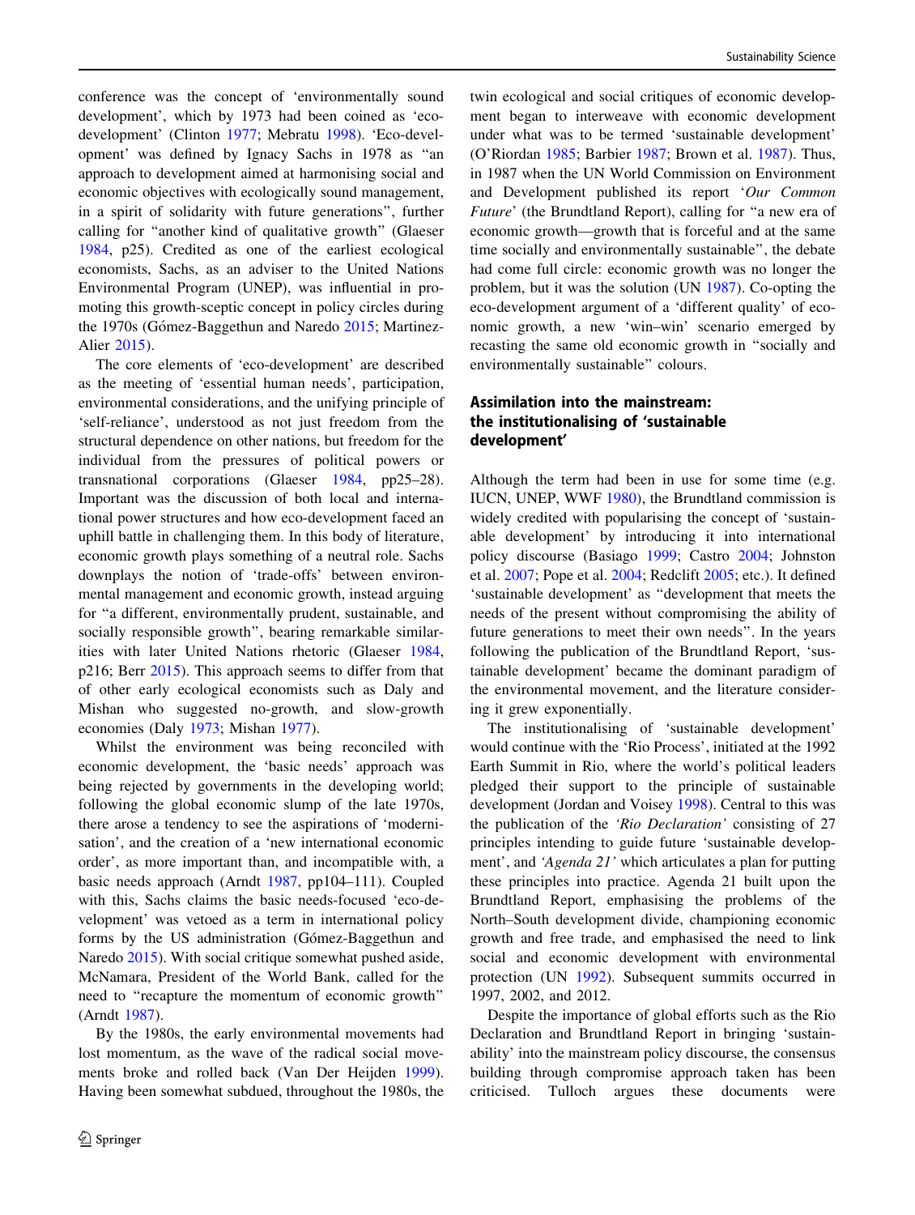conference was the concept of 'environmentally sound development', which by 1973 had been coined as 'eco-development' (Clinton 1977; Mebratu 1998). 'Eco-development' was defined by Ignacy Sachs in 1978 as "an approach to development aimed at harmonising social and economic objectives with ecologically sound management, in a spirit of solidarity with future generations", further calling for "another kind of qualitative growth" (Glaeser 1984, p25). Credited as one of the earliest ecological economists, Sachs, as an adviser to the United Nations Environmental Program (UNEP), was influential in promoting this growth-sceptic concept in policy circles during the 1970s (Gómez-Baggethun and Naredo 2015; Martinez-Alier 2015).

The core elements of 'eco-development' are described as the meeting of 'essential human needs', participation, environmental considerations, and the unifying principle of 'self-reliance', understood as not just freedom from the structural dependence on other nations, but freedom for the individual from the pressures of political powers or transnational corporations (Glaeser 1984, pp25–28). Important was the discussion of both local and international power structures and how eco-development faced an uphill battle in challenging them. In this body of literature, economic growth plays something of a neutral role. Sachs downplays the notion of 'trade-offs' between environmental management and economic growth, instead arguing for "a different, environmentally prudent, sustainable, and socially responsible growth", bearing remarkable similarities with later United Nations rhetoric (Glaeser 1984, p216; Berr 2015). This approach seems to differ from that of other early ecological economists such as Daly and Mishan who suggested no-growth, and slow-growth economies (Daly 1973; Mishan 1977).

Whilst the environment was being reconciled with economic development, the 'basic needs' approach was being rejected by governments in the developing world; following the global economic slump of the late 1970s, there arose a tendency to see the aspirations of 'modernisation', and the creation of a 'new international economic order', as more important than, and incompatible with, a basic needs approach (Arndt 1987, pp104–111). Coupled with this, Sachs claims the basic needs-focused 'eco-development' was vetoed as a term in international policy forms by the US administration (Gómez-Baggethun and Naredo 2015). With social critique somewhat pushed aside, McNamara, President of the World Bank, called for the need to "recapture the momentum of economic growth" (Arndt 1987).

By the 1980s, the early environmental movements had lost momentum, as the wave of the radical social movements broke and rolled back (Van Der Heijden 1999). Having been somewhat subdued, throughout the 1980s, the twin ecological and social critiques of economic development began to interweave with economic development under what was to be termed 'sustainable development' (O'Riordan 1985; Barbier 1987; Brown et al. 1987). Thus, in 1987 when the UN World Commission on Environment and Development published its report '*Our Common Future*' (the Brundtland Report), calling for "a new era of economic growth—growth that is forceful and at the same time socially and environmentally sustainable", the debate had come full circle: economic growth was no longer the problem, but it was the solution (UN 1987). Co-opting the eco-development argument of a 'different quality' of economic growth, a new 'win–win' scenario emerged by recasting the same old economic growth in "socially and environmentally sustainable" colours.

## Assimilation into the mainstream: the institutionalising of 'sustainable development'

Although the term had been in use for some time (e.g. IUCN, UNEP, WWF 1980), the Brundtland commission is widely credited with popularising the concept of 'sustainable development' by introducing it into international policy discourse (Basiago 1999; Castro 2004; Johnston et al. 2007; Pope et al. 2004; Redclift 2005; etc.). It defined 'sustainable development' as "development that meets the needs of the present without compromising the ability of future generations to meet their own needs". In the years following the publication of the Brundtland Report, 'sustainable development' became the dominant paradigm of the environmental movement, and the literature considering it grew exponentially.

The institutionalising of 'sustainable development' would continue with the 'Rio Process', initiated at the 1992 Earth Summit in Rio, where the world's political leaders pledged their support to the principle of sustainable development (Jordan and Voisey 1998). Central to this was the publication of the *'Rio Declaration'* consisting of 27 principles intending to guide future 'sustainable development', and *'Agenda 21'* which articulates a plan for putting these principles into practice. Agenda 21 built upon the Brundtland Report, emphasising the problems of the North–South development divide, championing economic growth and free trade, and emphasised the need to link social and economic development with environmental protection (UN 1992). Subsequent summits occurred in 1997, 2002, and 2012.

Despite the importance of global efforts such as the Rio Declaration and Brundtland Report in bringing 'sustainability' into the mainstream policy discourse, the consensus building through compromise approach taken has been criticised. Tulloch argues these documents were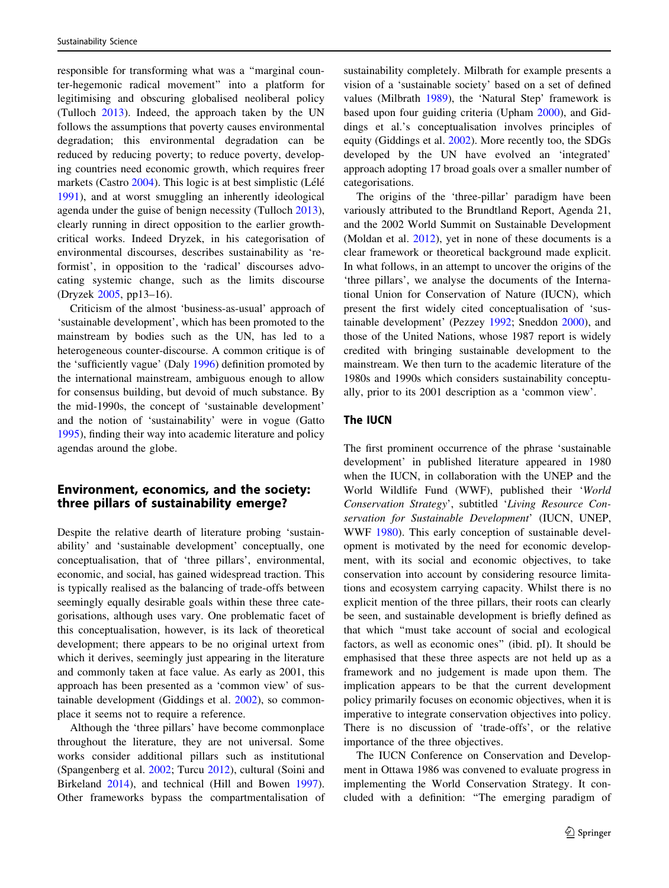responsible for transforming what was a "marginal counter-hegemonic radical movement" into a platform for legitimising and obscuring globalised neoliberal policy (Tulloch 2013). Indeed, the approach taken by the UN follows the assumptions that poverty causes environmental degradation; this environmental degradation can be reduced by reducing poverty; to reduce poverty, developing countries need economic growth, which requires freer markets (Castro 2004). This logic is at best simplistic (Lélé 1991), and at worst smuggling an inherently ideological agenda under the guise of benign necessity (Tulloch 2013), clearly running in direct opposition to the earlier growth-critical works. Indeed Dryzek, in his categorisation of environmental discourses, describes sustainability as 'reformist', in opposition to the 'radical' discourses advocating systemic change, such as the limits discourse (Dryzek 2005, pp13–16).

Criticism of the almost 'business-as-usual' approach of 'sustainable development', which has been promoted to the mainstream by bodies such as the UN, has led to a heterogeneous counter-discourse. A common critique is of the 'sufficiently vague' (Daly 1996) definition promoted by the international mainstream, ambiguous enough to allow for consensus building, but devoid of much substance. By the mid-1990s, the concept of 'sustainable development' and the notion of 'sustainability' were in vogue (Gatto 1995), finding their way into academic literature and policy agendas around the globe.

## Environment, economics, and the society: three pillars of sustainability emerge?

Despite the relative dearth of literature probing 'sustainability' and 'sustainable development' conceptually, one conceptualisation, that of 'three pillars', environmental, economic, and social, has gained widespread traction. This is typically realised as the balancing of trade-offs between seemingly equally desirable goals within these three categorisations, although uses vary. One problematic facet of this conceptualisation, however, is its lack of theoretical development; there appears to be no original urtext from which it derives, seemingly just appearing in the literature and commonly taken at face value. As early as 2001, this approach has been presented as a 'common view' of sustainable development (Giddings et al. 2002), so commonplace it seems not to require a reference.

Although the 'three pillars' have become commonplace throughout the literature, they are not universal. Some works consider additional pillars such as institutional (Spangenberg et al. 2002; Turcu 2012), cultural (Soini and Birkeland 2014), and technical (Hill and Bowen 1997). Other frameworks bypass the compartmentalisation of sustainability completely. Milbrath for example presents a vision of a 'sustainable society' based on a set of defined values (Milbrath 1989), the 'Natural Step' framework is based upon four guiding criteria (Upham 2000), and Giddings et al.'s conceptualisation involves principles of equity (Giddings et al. 2002). More recently too, the SDGs developed by the UN have evolved an 'integrated' approach adopting 17 broad goals over a smaller number of categorisations.

The origins of the 'three-pillar' paradigm have been variously attributed to the Brundtland Report, Agenda 21, and the 2002 World Summit on Sustainable Development (Moldan et al. 2012), yet in none of these documents is a clear framework or theoretical background made explicit. In what follows, in an attempt to uncover the origins of the 'three pillars', we analyse the documents of the International Union for Conservation of Nature (IUCN), which present the first widely cited conceptualisation of 'sustainable development' (Pezzey 1992; Sneddon 2000), and those of the United Nations, whose 1987 report is widely credited with bringing sustainable development to the mainstream. We then turn to the academic literature of the 1980s and 1990s which considers sustainability conceptually, prior to its 2001 description as a 'common view'.

### The IUCN

The first prominent occurrence of the phrase 'sustainable development' in published literature appeared in 1980 when the IUCN, in collaboration with the UNEP and the World Wildlife Fund (WWF), published their '*World Conservation Strategy*', subtitled '*Living Resource Conservation for Sustainable Development*' (IUCN, UNEP, WWF 1980). This early conception of sustainable development is motivated by the need for economic development, with its social and economic objectives, to take conservation into account by considering resource limitations and ecosystem carrying capacity. Whilst there is no explicit mention of the three pillars, their roots can clearly be seen, and sustainable development is briefly defined as that which "must take account of social and ecological factors, as well as economic ones" (ibid. pI). It should be emphasised that these three aspects are not held up as a framework and no judgement is made upon them. The implication appears to be that the current development policy primarily focuses on economic objectives, when it is imperative to integrate conservation objectives into policy. There is no discussion of 'trade-offs', or the relative importance of the three objectives.

The IUCN Conference on Conservation and Development in Ottawa 1986 was convened to evaluate progress in implementing the World Conservation Strategy. It concluded with a definition: "The emerging paradigm of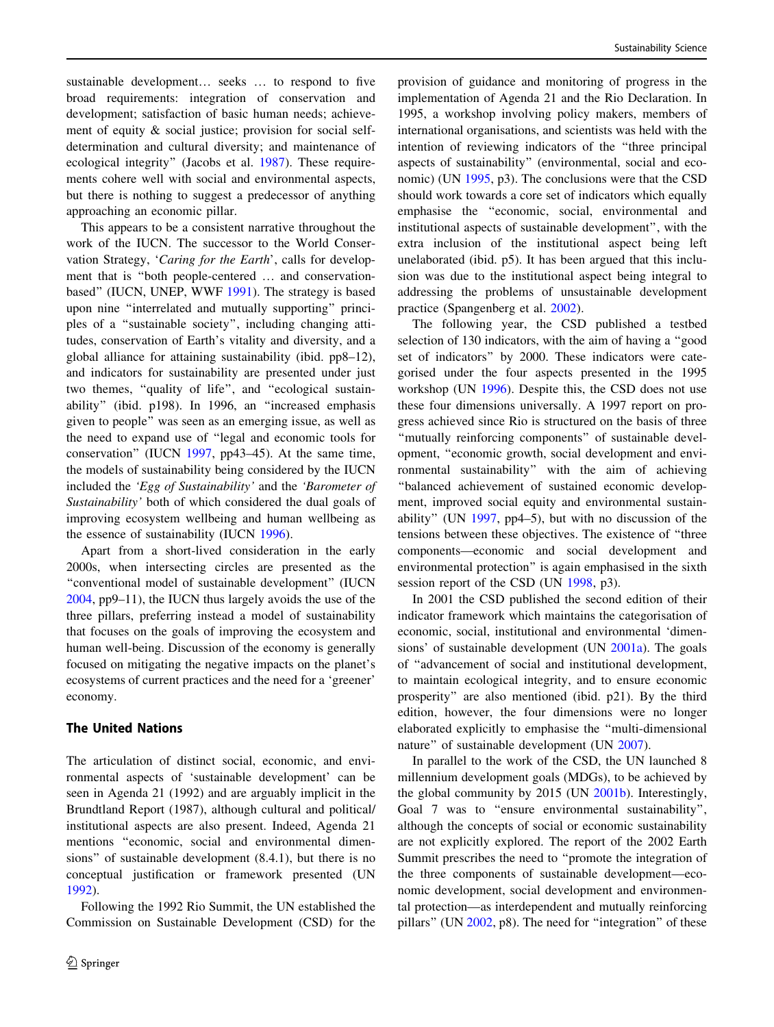sustainable development… seeks … to respond to five broad requirements: integration of conservation and development; satisfaction of basic human needs; achievement of equity & social justice; provision for social self-determination and cultural diversity; and maintenance of ecological integrity" (Jacobs et al. 1987). These requirements cohere well with social and environmental aspects, but there is nothing to suggest a predecessor of anything approaching an economic pillar.

This appears to be a consistent narrative throughout the work of the IUCN. The successor to the World Conservation Strategy, '*Caring for the Earth*', calls for development that is "both people-centered … and conservation-based" (IUCN, UNEP, WWF 1991). The strategy is based upon nine "interrelated and mutually supporting" principles of a "sustainable society", including changing attitudes, conservation of Earth's vitality and diversity, and a global alliance for attaining sustainability (ibid. pp8–12), and indicators for sustainability are presented under just two themes, "quality of life", and "ecological sustainability" (ibid. p198). In 1996, an "increased emphasis given to people" was seen as an emerging issue, as well as the need to expand use of "legal and economic tools for conservation" (IUCN 1997, pp43–45). At the same time, the models of sustainability being considered by the IUCN included the *'Egg of Sustainability'* and the *'Barometer of Sustainability'* both of which considered the dual goals of improving ecosystem wellbeing and human wellbeing as the essence of sustainability (IUCN 1996).

Apart from a short-lived consideration in the early 2000s, when intersecting circles are presented as the "conventional model of sustainable development" (IUCN 2004, pp9–11), the IUCN thus largely avoids the use of the three pillars, preferring instead a model of sustainability that focuses on the goals of improving the ecosystem and human well-being. Discussion of the economy is generally focused on mitigating the negative impacts on the planet's ecosystems of current practices and the need for a 'greener' economy.

## The United Nations

The articulation of distinct social, economic, and environmental aspects of 'sustainable development' can be seen in Agenda 21 (1992) and are arguably implicit in the Brundtland Report (1987), although cultural and political/institutional aspects are also present. Indeed, Agenda 21 mentions "economic, social and environmental dimensions" of sustainable development (8.4.1), but there is no conceptual justification or framework presented (UN 1992).

Following the 1992 Rio Summit, the UN established the Commission on Sustainable Development (CSD) for the provision of guidance and monitoring of progress in the implementation of Agenda 21 and the Rio Declaration. In 1995, a workshop involving policy makers, members of international organisations, and scientists was held with the intention of reviewing indicators of the "three principal aspects of sustainability" (environmental, social and economic) (UN 1995, p3). The conclusions were that the CSD should work towards a core set of indicators which equally emphasise the "economic, social, environmental and institutional aspects of sustainable development", with the extra inclusion of the institutional aspect being left unelaborated (ibid. p5). It has been argued that this inclusion was due to the institutional aspect being integral to addressing the problems of unsustainable development practice (Spangenberg et al. 2002).

The following year, the CSD published a testbed selection of 130 indicators, with the aim of having a "good set of indicators" by 2000. These indicators were categorised under the four aspects presented in the 1995 workshop (UN 1996). Despite this, the CSD does not use these four dimensions universally. A 1997 report on progress achieved since Rio is structured on the basis of three "mutually reinforcing components" of sustainable development, "economic growth, social development and environmental sustainability" with the aim of achieving "balanced achievement of sustained economic development, improved social equity and environmental sustainability" (UN 1997, pp4–5), but with no discussion of the tensions between these objectives. The existence of "three components—economic and social development and environmental protection" is again emphasised in the sixth session report of the CSD (UN 1998, p3).

In 2001 the CSD published the second edition of their indicator framework which maintains the categorisation of economic, social, institutional and environmental 'dimensions' of sustainable development (UN 2001a). The goals of "advancement of social and institutional development, to maintain ecological integrity, and to ensure economic prosperity" are also mentioned (ibid. p21). By the third edition, however, the four dimensions were no longer elaborated explicitly to emphasise the "multi-dimensional nature" of sustainable development (UN 2007).

In parallel to the work of the CSD, the UN launched 8 millennium development goals (MDGs), to be achieved by the global community by 2015 (UN 2001b). Interestingly, Goal 7 was to "ensure environmental sustainability", although the concepts of social or economic sustainability are not explicitly explored. The report of the 2002 Earth Summit prescribes the need to "promote the integration of the three components of sustainable development—economic development, social development and environmental protection—as interdependent and mutually reinforcing pillars" (UN 2002, p8). The need for "integration" of these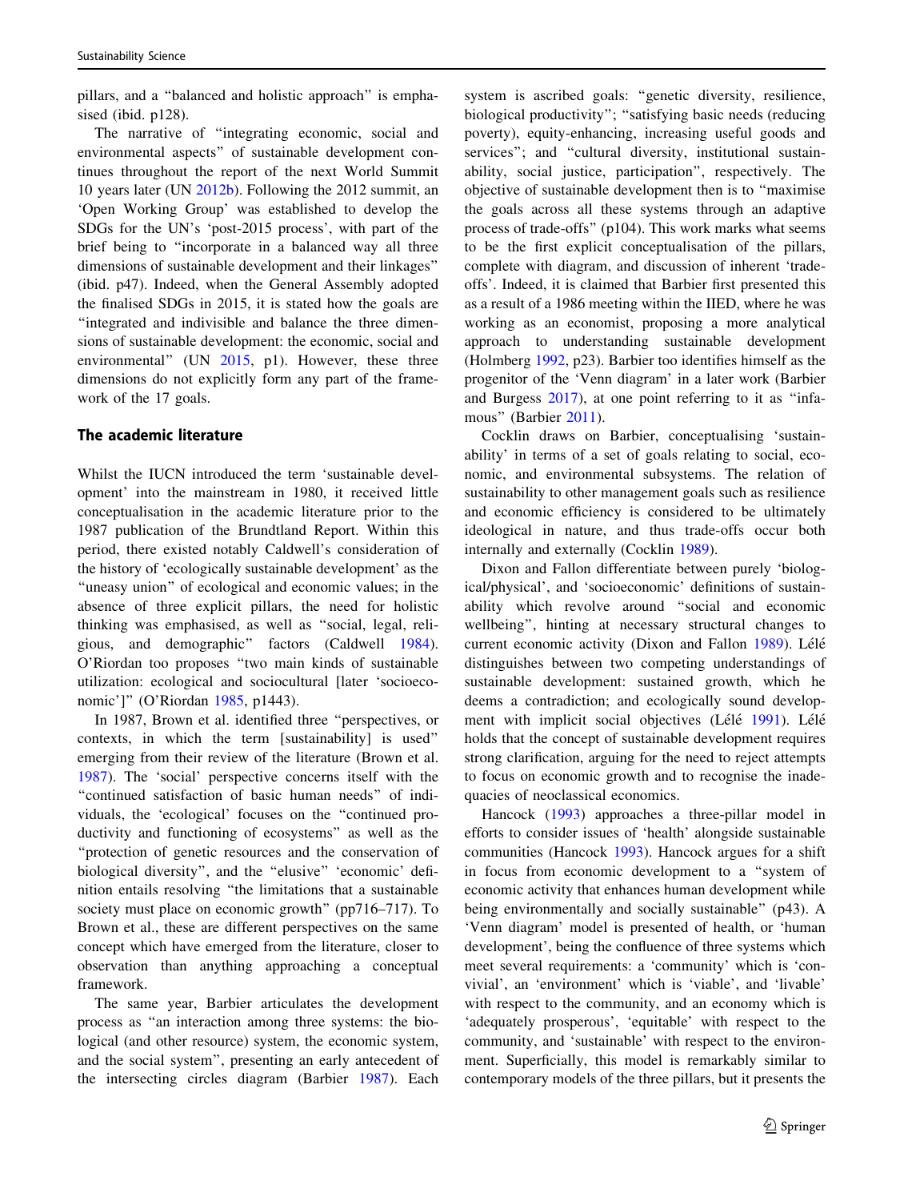pillars, and a "balanced and holistic approach" is emphasised (ibid. p128).

The narrative of "integrating economic, social and environmental aspects" of sustainable development continues throughout the report of the next World Summit 10 years later (UN 2012b). Following the 2012 summit, an 'Open Working Group' was established to develop the SDGs for the UN's 'post-2015 process', with part of the brief being to "incorporate in a balanced way all three dimensions of sustainable development and their linkages" (ibid. p47). Indeed, when the General Assembly adopted the finalised SDGs in 2015, it is stated how the goals are "integrated and indivisible and balance the three dimensions of sustainable development: the economic, social and environmental" (UN 2015, p1). However, these three dimensions do not explicitly form any part of the framework of the 17 goals.

### The academic literature

Whilst the IUCN introduced the term 'sustainable development' into the mainstream in 1980, it received little conceptualisation in the academic literature prior to the 1987 publication of the Brundtland Report. Within this period, there existed notably Caldwell's consideration of the history of 'ecologically sustainable development' as the "uneasy union" of ecological and economic values; in the absence of three explicit pillars, the need for holistic thinking was emphasised, as well as "social, legal, religious, and demographic" factors (Caldwell 1984). O'Riordan too proposes "two main kinds of sustainable utilization: ecological and sociocultural [later 'socioeconomic']" (O'Riordan 1985, p1443).

In 1987, Brown et al. identified three "perspectives, or contexts, in which the term [sustainability] is used" emerging from their review of the literature (Brown et al. 1987). The 'social' perspective concerns itself with the "continued satisfaction of basic human needs" of individuals, the 'ecological' focuses on the "continued productivity and functioning of ecosystems" as well as the "protection of genetic resources and the conservation of biological diversity", and the "elusive" 'economic' definition entails resolving "the limitations that a sustainable society must place on economic growth" (pp716–717). To Brown et al., these are different perspectives on the same concept which have emerged from the literature, closer to observation than anything approaching a conceptual framework.

The same year, Barbier articulates the development process as "an interaction among three systems: the biological (and other resource) system, the economic system, and the social system", presenting an early antecedent of the intersecting circles diagram (Barbier 1987). Each system is ascribed goals: "genetic diversity, resilience, biological productivity"; "satisfying basic needs (reducing poverty), equity-enhancing, increasing useful goods and services"; and "cultural diversity, institutional sustainability, social justice, participation", respectively. The objective of sustainable development then is to "maximise the goals across all these systems through an adaptive process of trade-offs" (p104). This work marks what seems to be the first explicit conceptualisation of the pillars, complete with diagram, and discussion of inherent 'trade-offs'. Indeed, it is claimed that Barbier first presented this as a result of a 1986 meeting within the IIED, where he was working as an economist, proposing a more analytical approach to understanding sustainable development (Holmberg 1992, p23). Barbier too identifies himself as the progenitor of the 'Venn diagram' in a later work (Barbier and Burgess 2017), at one point referring to it as "infamous" (Barbier 2011).

Cocklin draws on Barbier, conceptualising 'sustainability' in terms of a set of goals relating to social, economic, and environmental subsystems. The relation of sustainability to other management goals such as resilience and economic efficiency is considered to be ultimately ideological in nature, and thus trade-offs occur both internally and externally (Cocklin 1989).

Dixon and Fallon differentiate between purely 'biological/physical', and 'socioeconomic' definitions of sustainability which revolve around "social and economic wellbeing", hinting at necessary structural changes to current economic activity (Dixon and Fallon 1989). Lélé distinguishes between two competing understandings of sustainable development: sustained growth, which he deems a contradiction; and ecologically sound development with implicit social objectives (Lélé 1991). Lélé holds that the concept of sustainable development requires strong clarification, arguing for the need to reject attempts to focus on economic growth and to recognise the inadequacies of neoclassical economics.

Hancock (1993) approaches a three-pillar model in efforts to consider issues of 'health' alongside sustainable communities (Hancock 1993). Hancock argues for a shift in focus from economic development to a "system of economic activity that enhances human development while being environmentally and socially sustainable" (p43). A 'Venn diagram' model is presented of health, or 'human development', being the confluence of three systems which meet several requirements: a 'community' which is 'convivial', an 'environment' which is 'viable', and 'livable' with respect to the community, and an economy which is 'adequately prosperous', 'equitable' with respect to the community, and 'sustainable' with respect to the environment. Superficially, this model is remarkably similar to contemporary models of the three pillars, but it presents the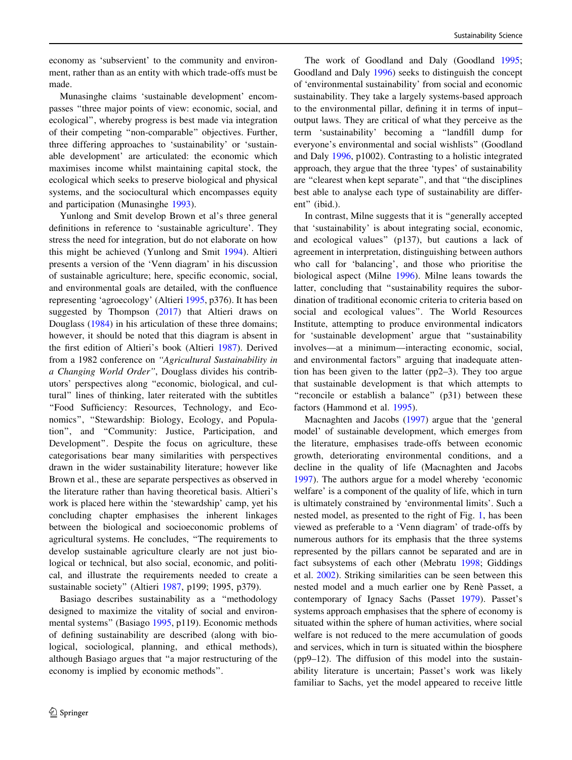economy as 'subservient' to the community and environment, rather than as an entity with which trade-offs must be made.

Munasinghe claims 'sustainable development' encompasses "three major points of view: economic, social, and ecological", whereby progress is best made via integration of their competing "non-comparable" objectives. Further, three differing approaches to 'sustainability' or 'sustainable development' are articulated: the economic which maximises income whilst maintaining capital stock, the ecological which seeks to preserve biological and physical systems, and the sociocultural which encompasses equity and participation (Munasinghe 1993).

Yunlong and Smit develop Brown et al's three general definitions in reference to 'sustainable agriculture'. They stress the need for integration, but do not elaborate on how this might be achieved (Yunlong and Smit 1994). Altieri presents a version of the 'Venn diagram' in his discussion of sustainable agriculture; here, specific economic, social, and environmental goals are detailed, with the confluence representing 'agroecology' (Altieri 1995, p376). It has been suggested by Thompson (2017) that Altieri draws on Douglass (1984) in his articulation of these three domains; however, it should be noted that this diagram is absent in the first edition of Altieri's book (Altieri 1987). Derived from a 1982 conference on *"Agricultural Sustainability in a Changing World Order"*, Douglass divides his contributors' perspectives along "economic, biological, and cultural" lines of thinking, later reiterated with the subtitles "Food Sufficiency: Resources, Technology, and Economics", "Stewardship: Biology, Ecology, and Population", and "Community: Justice, Participation, and Development". Despite the focus on agriculture, these categorisations bear many similarities with perspectives drawn in the wider sustainability literature; however like Brown et al., these are separate perspectives as observed in the literature rather than having theoretical basis. Altieri's work is placed here within the 'stewardship' camp, yet his concluding chapter emphasises the inherent linkages between the biological and socioeconomic problems of agricultural systems. He concludes, "The requirements to develop sustainable agriculture clearly are not just biological or technical, but also social, economic, and political, and illustrate the requirements needed to create a sustainable society" (Altieri 1987, p199; 1995, p379).

Basiago describes sustainability as a "methodology designed to maximize the vitality of social and environmental systems" (Basiago 1995, p119). Economic methods of defining sustainability are described (along with biological, sociological, planning, and ethical methods), although Basiago argues that "a major restructuring of the economy is implied by economic methods".

The work of Goodland and Daly (Goodland 1995; Goodland and Daly 1996) seeks to distinguish the concept of 'environmental sustainability' from social and economic sustainability. They take a largely systems-based approach to the environmental pillar, defining it in terms of input–output laws. They are critical of what they perceive as the term 'sustainability' becoming a "landfill dump for everyone's environmental and social wishlists" (Goodland and Daly 1996, p1002). Contrasting to a holistic integrated approach, they argue that the three 'types' of sustainability are "clearest when kept separate", and that "the disciplines best able to analyse each type of sustainability are different" (ibid.).

In contrast, Milne suggests that it is "generally accepted that 'sustainability' is about integrating social, economic, and ecological values" (p137), but cautions a lack of agreement in interpretation, distinguishing between authors who call for 'balancing', and those who prioritise the biological aspect (Milne 1996). Milne leans towards the latter, concluding that "sustainability requires the subordination of traditional economic criteria to criteria based on social and ecological values". The World Resources Institute, attempting to produce environmental indicators for 'sustainable development' argue that "sustainability involves—at a minimum—interacting economic, social, and environmental factors" arguing that inadequate attention has been given to the latter (pp2–3). They too argue that sustainable development is that which attempts to "reconcile or establish a balance" (p31) between these factors (Hammond et al. 1995).

Macnaghten and Jacobs (1997) argue that the 'general model' of sustainable development, which emerges from the literature, emphasises trade-offs between economic growth, deteriorating environmental conditions, and a decline in the quality of life (Macnaghten and Jacobs 1997). The authors argue for a model whereby 'economic welfare' is a component of the quality of life, which in turn is ultimately constrained by 'environmental limits'. Such a nested model, as presented to the right of Fig. 1, has been viewed as preferable to a 'Venn diagram' of trade-offs by numerous authors for its emphasis that the three systems represented by the pillars cannot be separated and are in fact subsystems of each other (Mebratu 1998; Giddings et al. 2002). Striking similarities can be seen between this nested model and a much earlier one by Renè Passet, a contemporary of Ignacy Sachs (Passet 1979). Passet's systems approach emphasises that the sphere of economy is situated within the sphere of human activities, where social welfare is not reduced to the mere accumulation of goods and services, which in turn is situated within the biosphere (pp9–12). The diffusion of this model into the sustainability literature is uncertain; Passet's work was likely familiar to Sachs, yet the model appeared to receive little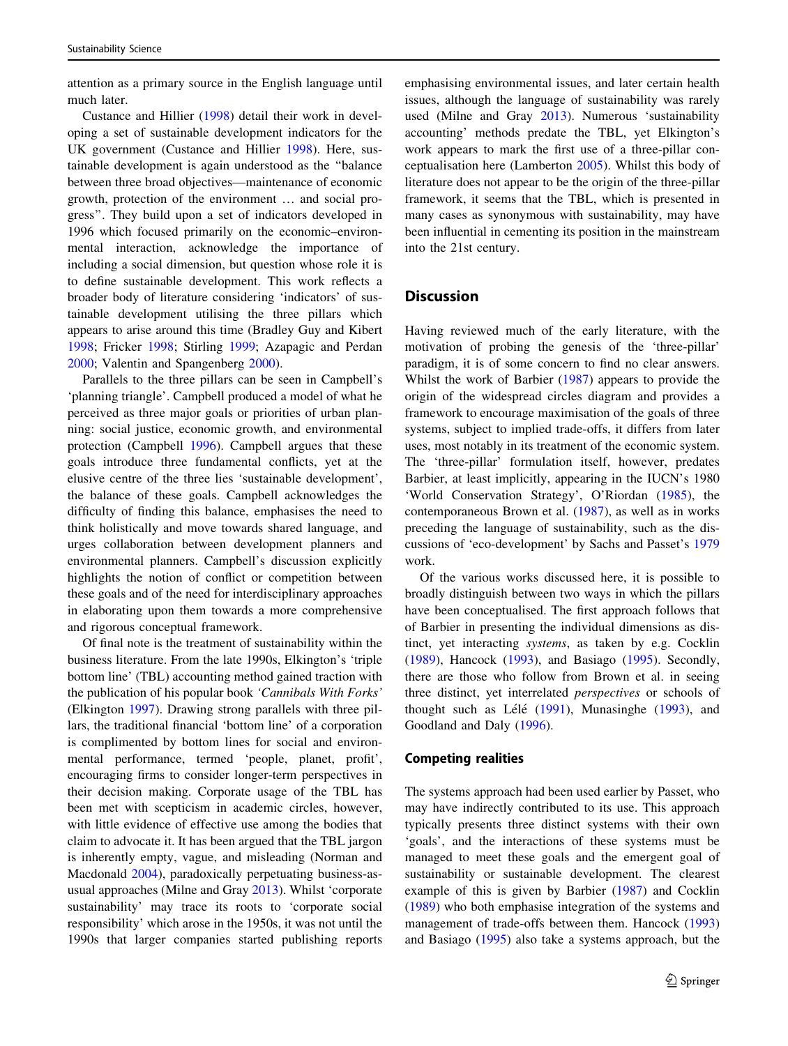attention as a primary source in the English language until much later.

Custance and Hillier (1998) detail their work in developing a set of sustainable development indicators for the UK government (Custance and Hillier 1998). Here, sustainable development is again understood as the "balance between three broad objectives—maintenance of economic growth, protection of the environment … and social progress". They build upon a set of indicators developed in 1996 which focused primarily on the economic–environmental interaction, acknowledge the importance of including a social dimension, but question whose role it is to define sustainable development. This work reflects a broader body of literature considering 'indicators' of sustainable development utilising the three pillars which appears to arise around this time (Bradley Guy and Kibert 1998; Fricker 1998; Stirling 1999; Azapagic and Perdan 2000; Valentin and Spangenberg 2000).

Parallels to the three pillars can be seen in Campbell's 'planning triangle'. Campbell produced a model of what he perceived as three major goals or priorities of urban planning: social justice, economic growth, and environmental protection (Campbell 1996). Campbell argues that these goals introduce three fundamental conflicts, yet at the elusive centre of the three lies 'sustainable development', the balance of these goals. Campbell acknowledges the difficulty of finding this balance, emphasises the need to think holistically and move towards shared language, and urges collaboration between development planners and environmental planners. Campbell's discussion explicitly highlights the notion of conflict or competition between these goals and of the need for interdisciplinary approaches in elaborating upon them towards a more comprehensive and rigorous conceptual framework.

Of final note is the treatment of sustainability within the business literature. From the late 1990s, Elkington's 'triple bottom line' (TBL) accounting method gained traction with the publication of his popular book *'Cannibals With Forks'* (Elkington 1997). Drawing strong parallels with three pillars, the traditional financial 'bottom line' of a corporation is complimented by bottom lines for social and environmental performance, termed 'people, planet, profit', encouraging firms to consider longer-term perspectives in their decision making. Corporate usage of the TBL has been met with scepticism in academic circles, however, with little evidence of effective use among the bodies that claim to advocate it. It has been argued that the TBL jargon is inherently empty, vague, and misleading (Norman and Macdonald 2004), paradoxically perpetuating business-as-usual approaches (Milne and Gray 2013). Whilst 'corporate sustainability' may trace its roots to 'corporate social responsibility' which arose in the 1950s, it was not until the 1990s that larger companies started publishing reports emphasising environmental issues, and later certain health issues, although the language of sustainability was rarely used (Milne and Gray 2013). Numerous 'sustainability accounting' methods predate the TBL, yet Elkington's work appears to mark the first use of a three-pillar conceptualisation here (Lamberton 2005). Whilst this body of literature does not appear to be the origin of the three-pillar framework, it seems that the TBL, which is presented in many cases as synonymous with sustainability, may have been influential in cementing its position in the mainstream into the 21st century.

## Discussion

Having reviewed much of the early literature, with the motivation of probing the genesis of the 'three-pillar' paradigm, it is of some concern to find no clear answers. Whilst the work of Barbier (1987) appears to provide the origin of the widespread circles diagram and provides a framework to encourage maximisation of the goals of three systems, subject to implied trade-offs, it differs from later uses, most notably in its treatment of the economic system. The 'three-pillar' formulation itself, however, predates Barbier, at least implicitly, appearing in the IUCN's 1980 'World Conservation Strategy', O'Riordan (1985), the contemporaneous Brown et al. (1987), as well as in works preceding the language of sustainability, such as the discussions of 'eco-development' by Sachs and Passet's 1979 work.

Of the various works discussed here, it is possible to broadly distinguish between two ways in which the pillars have been conceptualised. The first approach follows that of Barbier in presenting the individual dimensions as distinct, yet interacting *systems*, as taken by e.g. Cocklin (1989), Hancock (1993), and Basiago (1995). Secondly, there are those who follow from Brown et al. in seeing three distinct, yet interrelated *perspectives* or schools of thought such as Lélé (1991), Munasinghe (1993), and Goodland and Daly (1996).

### Competing realities

The systems approach had been used earlier by Passet, who may have indirectly contributed to its use. This approach typically presents three distinct systems with their own 'goals', and the interactions of these systems must be managed to meet these goals and the emergent goal of sustainability or sustainable development. The clearest example of this is given by Barbier (1987) and Cocklin (1989) who both emphasise integration of the systems and management of trade-offs between them. Hancock (1993) and Basiago (1995) also take a systems approach, but the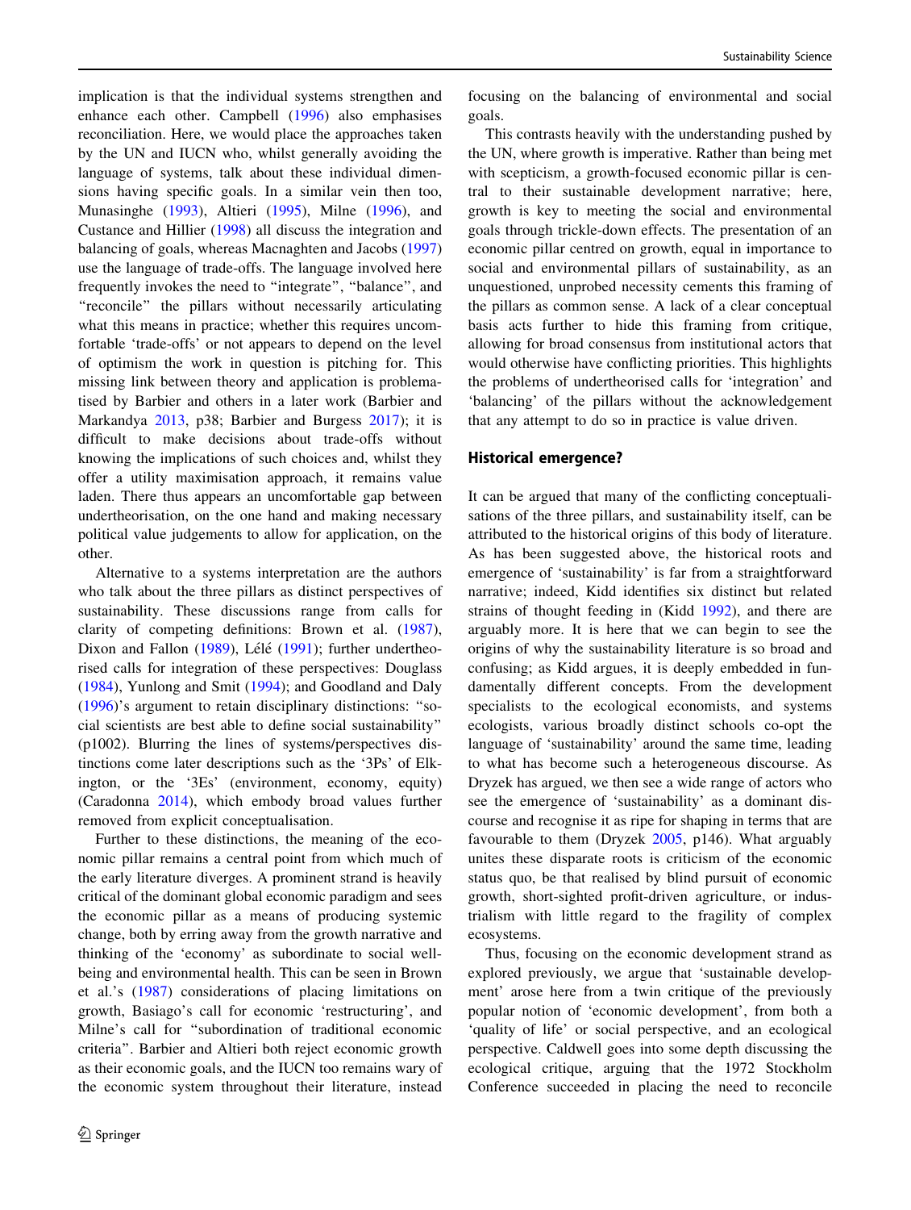implication is that the individual systems strengthen and enhance each other. Campbell (1996) also emphasises reconciliation. Here, we would place the approaches taken by the UN and IUCN who, whilst generally avoiding the language of systems, talk about these individual dimensions having specific goals. In a similar vein then too, Munasinghe (1993), Altieri (1995), Milne (1996), and Custance and Hillier (1998) all discuss the integration and balancing of goals, whereas Macnaghten and Jacobs (1997) use the language of trade-offs. The language involved here frequently invokes the need to "integrate", "balance", and "reconcile" the pillars without necessarily articulating what this means in practice; whether this requires uncomfortable 'trade-offs' or not appears to depend on the level of optimism the work in question is pitching for. This missing link between theory and application is problematised by Barbier and others in a later work (Barbier and Markandya 2013, p38; Barbier and Burgess 2017); it is difficult to make decisions about trade-offs without knowing the implications of such choices and, whilst they offer a utility maximisation approach, it remains value laden. There thus appears an uncomfortable gap between undertheorisation, on the one hand and making necessary political value judgements to allow for application, on the other.

Alternative to a systems interpretation are the authors who talk about the three pillars as distinct perspectives of sustainability. These discussions range from calls for clarity of competing definitions: Brown et al. (1987), Dixon and Fallon (1989), Lélé (1991); further undertheorised calls for integration of these perspectives: Douglass (1984), Yunlong and Smit (1994); and Goodland and Daly (1996)'s argument to retain disciplinary distinctions: "social scientists are best able to define social sustainability" (p1002). Blurring the lines of systems/perspectives distinctions come later descriptions such as the '3Ps' of Elkington, or the '3Es' (environment, economy, equity) (Caradonna 2014), which embody broad values further removed from explicit conceptualisation.

Further to these distinctions, the meaning of the economic pillar remains a central point from which much of the early literature diverges. A prominent strand is heavily critical of the dominant global economic paradigm and sees the economic pillar as a means of producing systemic change, both by erring away from the growth narrative and thinking of the 'economy' as subordinate to social wellbeing and environmental health. This can be seen in Brown et al.'s (1987) considerations of placing limitations on growth, Basiago's call for economic 'restructuring', and Milne's call for "subordination of traditional economic criteria". Barbier and Altieri both reject economic growth as their economic goals, and the IUCN too remains wary of the economic system throughout their literature, instead focusing on the balancing of environmental and social goals.

This contrasts heavily with the understanding pushed by the UN, where growth is imperative. Rather than being met with scepticism, a growth-focused economic pillar is central to their sustainable development narrative; here, growth is key to meeting the social and environmental goals through trickle-down effects. The presentation of an economic pillar centred on growth, equal in importance to social and environmental pillars of sustainability, as an unquestioned, unprobed necessity cements this framing of the pillars as common sense. A lack of a clear conceptual basis acts further to hide this framing from critique, allowing for broad consensus from institutional actors that would otherwise have conflicting priorities. This highlights the problems of undertheorised calls for 'integration' and 'balancing' of the pillars without the acknowledgement that any attempt to do so in practice is value driven.

## Historical emergence?

It can be argued that many of the conflicting conceptualisations of the three pillars, and sustainability itself, can be attributed to the historical origins of this body of literature. As has been suggested above, the historical roots and emergence of 'sustainability' is far from a straightforward narrative; indeed, Kidd identifies six distinct but related strains of thought feeding in (Kidd 1992), and there are arguably more. It is here that we can begin to see the origins of why the sustainability literature is so broad and confusing; as Kidd argues, it is deeply embedded in fundamentally different concepts. From the development specialists to the ecological economists, and systems ecologists, various broadly distinct schools co-opt the language of 'sustainability' around the same time, leading to what has become such a heterogeneous discourse. As Dryzek has argued, we then see a wide range of actors who see the emergence of 'sustainability' as a dominant discourse and recognise it as ripe for shaping in terms that are favourable to them (Dryzek 2005, p146). What arguably unites these disparate roots is criticism of the economic status quo, be that realised by blind pursuit of economic growth, short-sighted profit-driven agriculture, or industrialism with little regard to the fragility of complex ecosystems.

Thus, focusing on the economic development strand as explored previously, we argue that 'sustainable development' arose here from a twin critique of the previously popular notion of 'economic development', from both a 'quality of life' or social perspective, and an ecological perspective. Caldwell goes into some depth discussing the ecological critique, arguing that the 1972 Stockholm Conference succeeded in placing the need to reconcile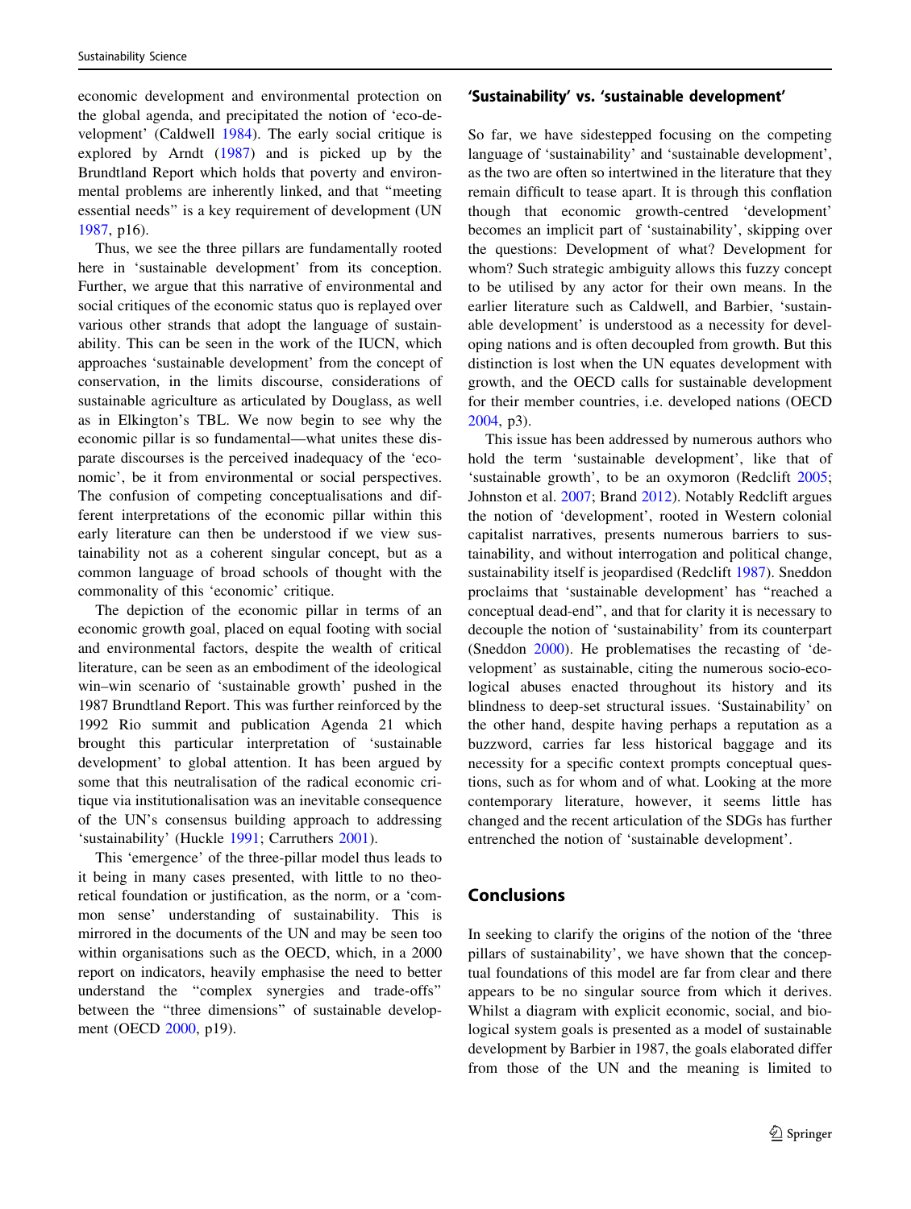economic development and environmental protection on the global agenda, and precipitated the notion of 'eco-development' (Caldwell 1984). The early social critique is explored by Arndt (1987) and is picked up by the Brundtland Report which holds that poverty and environmental problems are inherently linked, and that "meeting essential needs" is a key requirement of development (UN 1987, p16).

Thus, we see the three pillars are fundamentally rooted here in 'sustainable development' from its conception. Further, we argue that this narrative of environmental and social critiques of the economic status quo is replayed over various other strands that adopt the language of sustainability. This can be seen in the work of the IUCN, which approaches 'sustainable development' from the concept of conservation, in the limits discourse, considerations of sustainable agriculture as articulated by Douglass, as well as in Elkington's TBL. We now begin to see why the economic pillar is so fundamental—what unites these disparate discourses is the perceived inadequacy of the 'economic', be it from environmental or social perspectives. The confusion of competing conceptualisations and different interpretations of the economic pillar within this early literature can then be understood if we view sustainability not as a coherent singular concept, but as a common language of broad schools of thought with the commonality of this 'economic' critique.

The depiction of the economic pillar in terms of an economic growth goal, placed on equal footing with social and environmental factors, despite the wealth of critical literature, can be seen as an embodiment of the ideological win–win scenario of 'sustainable growth' pushed in the 1987 Brundtland Report. This was further reinforced by the 1992 Rio summit and publication Agenda 21 which brought this particular interpretation of 'sustainable development' to global attention. It has been argued by some that this neutralisation of the radical economic critique via institutionalisation was an inevitable consequence of the UN's consensus building approach to addressing 'sustainability' (Huckle 1991; Carruthers 2001).

This 'emergence' of the three-pillar model thus leads to it being in many cases presented, with little to no theoretical foundation or justification, as the norm, or a 'common sense' understanding of sustainability. This is mirrored in the documents of the UN and may be seen too within organisations such as the OECD, which, in a 2000 report on indicators, heavily emphasise the need to better understand the "complex synergies and trade-offs" between the "three dimensions" of sustainable development (OECD 2000, p19).

## 'Sustainability' vs. 'sustainable development'

So far, we have sidestepped focusing on the competing language of 'sustainability' and 'sustainable development', as the two are often so intertwined in the literature that they remain difficult to tease apart. It is through this conflation though that economic growth-centred 'development' becomes an implicit part of 'sustainability', skipping over the questions: Development of what? Development for whom? Such strategic ambiguity allows this fuzzy concept to be utilised by any actor for their own means. In the earlier literature such as Caldwell, and Barbier, 'sustainable development' is understood as a necessity for developing nations and is often decoupled from growth. But this distinction is lost when the UN equates development with growth, and the OECD calls for sustainable development for their member countries, i.e. developed nations (OECD 2004, p3).

This issue has been addressed by numerous authors who hold the term 'sustainable development', like that of 'sustainable growth', to be an oxymoron (Redclift 2005; Johnston et al. 2007; Brand 2012). Notably Redclift argues the notion of 'development', rooted in Western colonial capitalist narratives, presents numerous barriers to sustainability, and without interrogation and political change, sustainability itself is jeopardised (Redclift 1987). Sneddon proclaims that 'sustainable development' has "reached a conceptual dead-end", and that for clarity it is necessary to decouple the notion of 'sustainability' from its counterpart (Sneddon 2000). He problematises the recasting of 'development' as sustainable, citing the numerous socio-ecological abuses enacted throughout its history and its blindness to deep-set structural issues. 'Sustainability' on the other hand, despite having perhaps a reputation as a buzzword, carries far less historical baggage and its necessity for a specific context prompts conceptual questions, such as for whom and of what. Looking at the more contemporary literature, however, it seems little has changed and the recent articulation of the SDGs has further entrenched the notion of 'sustainable development'.

## Conclusions

In seeking to clarify the origins of the notion of the 'three pillars of sustainability', we have shown that the conceptual foundations of this model are far from clear and there appears to be no singular source from which it derives. Whilst a diagram with explicit economic, social, and biological system goals is presented as a model of sustainable development by Barbier in 1987, the goals elaborated differ from those of the UN and the meaning is limited to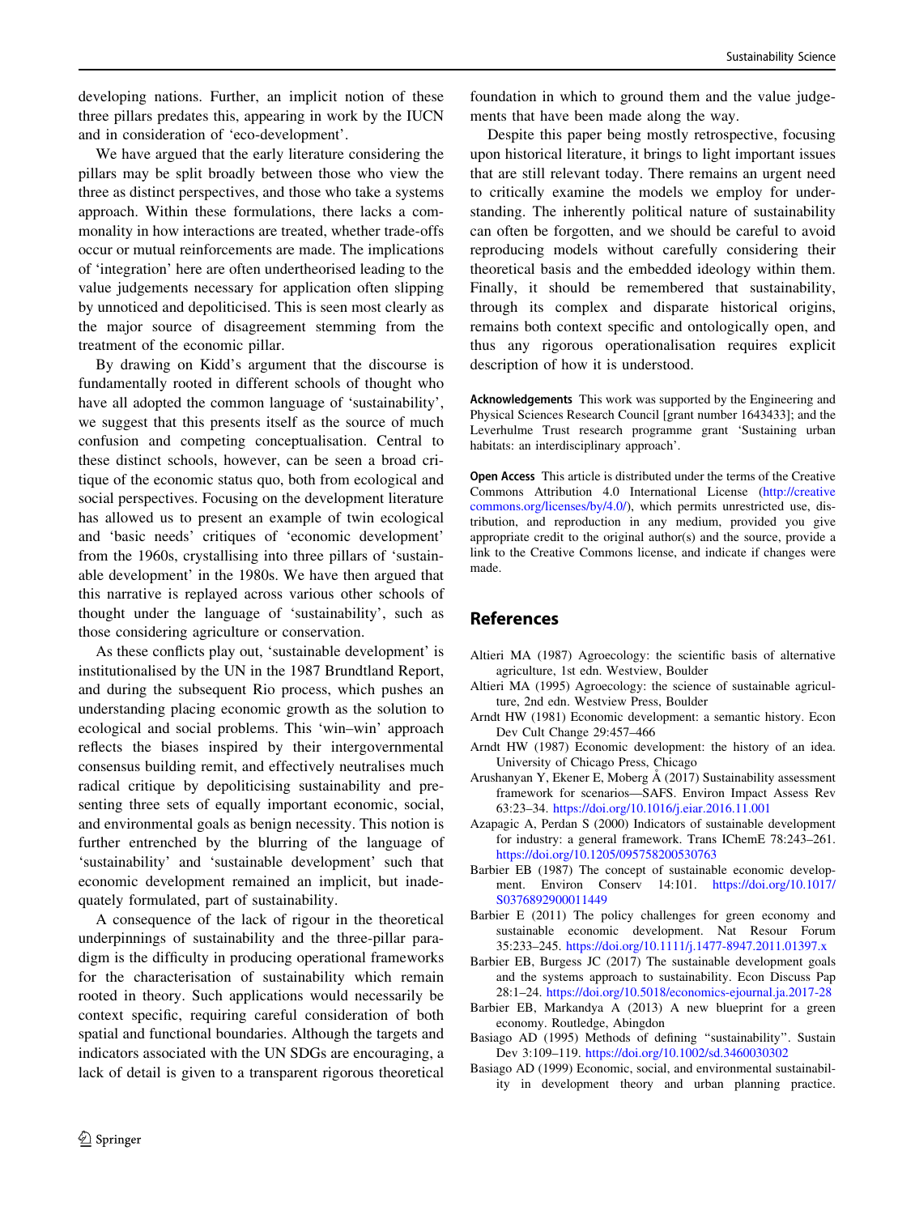developing nations. Further, an implicit notion of these three pillars predates this, appearing in work by the IUCN and in consideration of 'eco-development'.

We have argued that the early literature considering the pillars may be split broadly between those who view the three as distinct perspectives, and those who take a systems approach. Within these formulations, there lacks a commonality in how interactions are treated, whether trade-offs occur or mutual reinforcements are made. The implications of 'integration' here are often undertheorised leading to the value judgements necessary for application often slipping by unnoticed and depoliticised. This is seen most clearly as the major source of disagreement stemming from the treatment of the economic pillar.

By drawing on Kidd's argument that the discourse is fundamentally rooted in different schools of thought who have all adopted the common language of 'sustainability', we suggest that this presents itself as the source of much confusion and competing conceptualisation. Central to these distinct schools, however, can be seen a broad critique of the economic status quo, both from ecological and social perspectives. Focusing on the development literature has allowed us to present an example of twin ecological and 'basic needs' critiques of 'economic development' from the 1960s, crystallising into three pillars of 'sustainable development' in the 1980s. We have then argued that this narrative is replayed across various other schools of thought under the language of 'sustainability', such as those considering agriculture or conservation.

As these conflicts play out, 'sustainable development' is institutionalised by the UN in the 1987 Brundtland Report, and during the subsequent Rio process, which pushes an understanding placing economic growth as the solution to ecological and social problems. This 'win–win' approach reflects the biases inspired by their intergovernmental consensus building remit, and effectively neutralises much radical critique by depoliticising sustainability and presenting three sets of equally important economic, social, and environmental goals as benign necessity. This notion is further entrenched by the blurring of the language of 'sustainability' and 'sustainable development' such that economic development remained an implicit, but inadequately formulated, part of sustainability.

A consequence of the lack of rigour in the theoretical underpinnings of sustainability and the three-pillar paradigm is the difficulty in producing operational frameworks for the characterisation of sustainability which remain rooted in theory. Such applications would necessarily be context specific, requiring careful consideration of both spatial and functional boundaries. Although the targets and indicators associated with the UN SDGs are encouraging, a lack of detail is given to a transparent rigorous theoretical foundation in which to ground them and the value judgements that have been made along the way.

Despite this paper being mostly retrospective, focusing upon historical literature, it brings to light important issues that are still relevant today. There remains an urgent need to critically examine the models we employ for understanding. The inherently political nature of sustainability can often be forgotten, and we should be careful to avoid reproducing models without carefully considering their theoretical basis and the embedded ideology within them. Finally, it should be remembered that sustainability, through its complex and disparate historical origins, remains both context specific and ontologically open, and thus any rigorous operationalisation requires explicit description of how it is understood.

**Acknowledgements** This work was supported by the Engineering and Physical Sciences Research Council [grant number 1643433]; and the Leverhulme Trust research programme grant 'Sustaining urban habitats: an interdisciplinary approach'.

**Open Access** This article is distributed under the terms of the Creative Commons Attribution 4.0 International License (http://creativecommons.org/licenses/by/4.0/), which permits unrestricted use, distribution, and reproduction in any medium, provided you give appropriate credit to the original author(s) and the source, provide a link to the Creative Commons license, and indicate if changes were made.

## References

Altieri MA (1987) Agroecology: the scientific basis of alternative agriculture, 1st edn. Westview, Boulder

Altieri MA (1995) Agroecology: the science of sustainable agriculture, 2nd edn. Westview Press, Boulder

Arndt HW (1981) Economic development: a semantic history. Econ Dev Cult Change 29:457–466

Arndt HW (1987) Economic development: the history of an idea. University of Chicago Press, Chicago

Arushanyan Y, Ekener E, Moberg Å (2017) Sustainability assessment framework for scenarios—SAFS. Environ Impact Assess Rev 63:23–34. https://doi.org/10.1016/j.eiar.2016.11.001

Azapagic A, Perdan S (2000) Indicators of sustainable development for industry: a general framework. Trans IChemE 78:243–261. https://doi.org/10.1205/095758200530763

Barbier EB (1987) The concept of sustainable economic development. Environ Conserv 14:101. https://doi.org/10.1017/S0376892900011449

Barbier E (2011) The policy challenges for green economy and sustainable economic development. Nat Resour Forum 35:233–245. https://doi.org/10.1111/j.1477-8947.2011.01397.x

Barbier EB, Burgess JC (2017) The sustainable development goals and the systems approach to sustainability. Econ Discuss Pap 28:1–24. https://doi.org/10.5018/economics-ejournal.ja.2017-28

Barbier EB, Markandya A (2013) A new blueprint for a green economy. Routledge, Abingdon

Basiago AD (1995) Methods of defining "sustainability". Sustain Dev 3:109–119. https://doi.org/10.1002/sd.3460030302

Basiago AD (1999) Economic, social, and environmental sustainability in development theory and urban planning practice.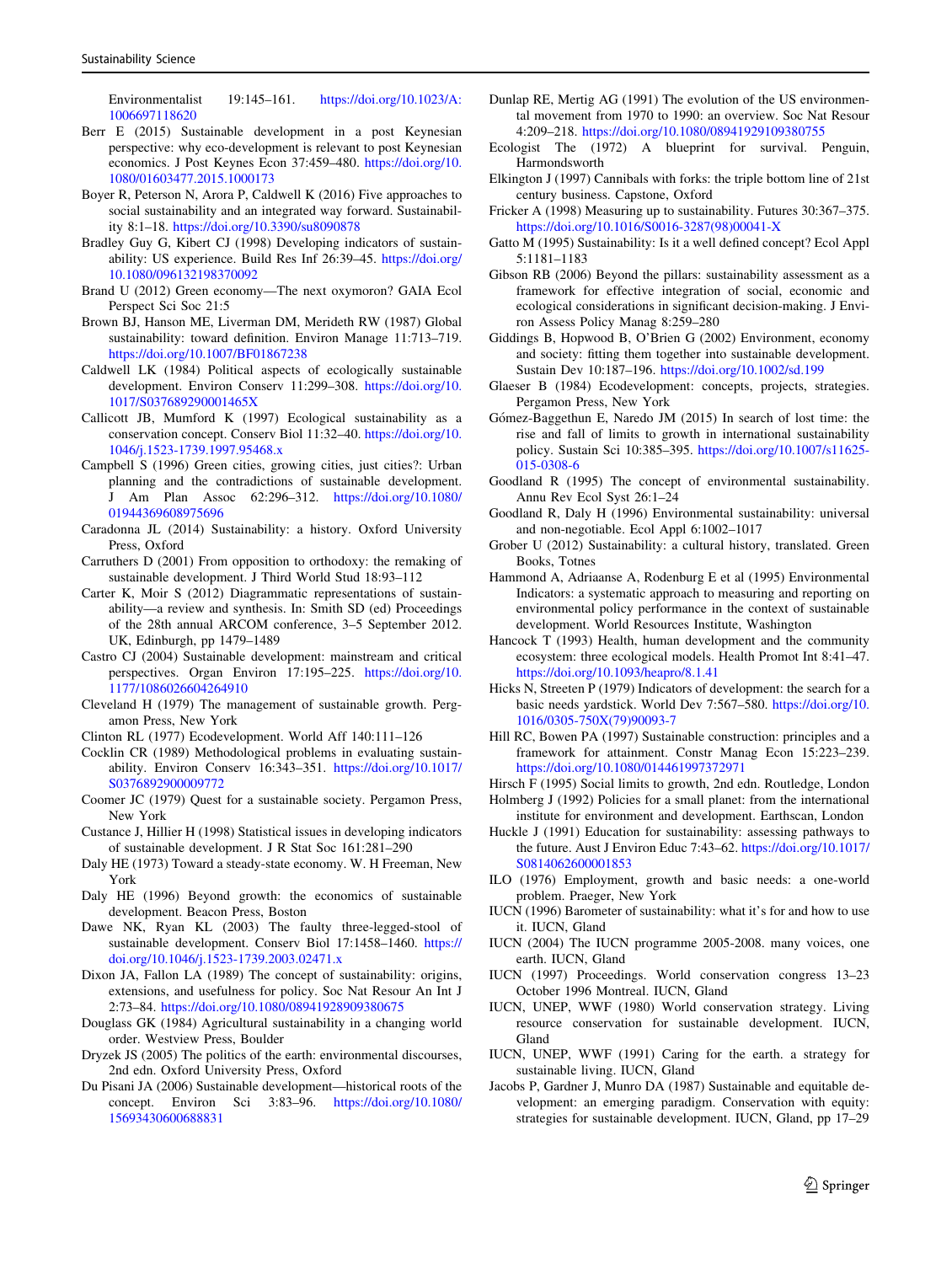Environmentalist 19:145–161. https://doi.org/10.1023/A:1006697118620

Berr E (2015) Sustainable development in a post Keynesian perspective: why eco-development is relevant to post Keynesian economics. J Post Keynes Econ 37:459–480. https://doi.org/10.1080/01603477.2015.1000173

Boyer R, Peterson N, Arora P, Caldwell K (2016) Five approaches to social sustainability and an integrated way forward. Sustainability 8:1–18. https://doi.org/10.3390/su8090878

Bradley Guy G, Kibert CJ (1998) Developing indicators of sustainability: US experience. Build Res Inf 26:39–45. https://doi.org/10.1080/096132198370092

Brand U (2012) Green economy—The next oxymoron? GAIA Ecol Perspect Sci Soc 21:5

Brown BJ, Hanson ME, Liverman DM, Merideth RW (1987) Global sustainability: toward definition. Environ Manage 11:713–719. https://doi.org/10.1007/BF01867238

Caldwell LK (1984) Political aspects of ecologically sustainable development. Environ Conserv 11:299–308. https://doi.org/10.1017/S037689290001465X

Callicott JB, Mumford K (1997) Ecological sustainability as a conservation concept. Conserv Biol 11:32–40. https://doi.org/10.1046/j.1523-1739.1997.95468.x

Campbell S (1996) Green cities, growing cities, just cities?: Urban planning and the contradictions of sustainable development. J Am Plan Assoc 62:296–312. https://doi.org/10.1080/01944369608975696

Caradonna JL (2014) Sustainability: a history. Oxford University Press, Oxford

Carruthers D (2001) From opposition to orthodoxy: the remaking of sustainable development. J Third World Stud 18:93–112

Carter K, Moir S (2012) Diagrammatic representations of sustainability—a review and synthesis. In: Smith SD (ed) Proceedings of the 28th annual ARCOM conference, 3–5 September 2012. UK, Edinburgh, pp 1479–1489

Castro CJ (2004) Sustainable development: mainstream and critical perspectives. Organ Environ 17:195–225. https://doi.org/10.1177/1086026604264910

Cleveland H (1979) The management of sustainable growth. Pergamon Press, New York

Clinton RL (1977) Ecodevelopment. World Aff 140:111–126

Cocklin CR (1989) Methodological problems in evaluating sustainability. Environ Conserv 16:343–351. https://doi.org/10.1017/S0376892900009772

Coomer JC (1979) Quest for a sustainable society. Pergamon Press, New York

Custance J, Hillier H (1998) Statistical issues in developing indicators of sustainable development. J R Stat Soc 161:281–290

Daly HE (1973) Toward a steady-state economy. W. H Freeman, New York

Daly HE (1996) Beyond growth: the economics of sustainable development. Beacon Press, Boston

Dawe NK, Ryan KL (2003) The faulty three-legged-stool of sustainable development. Conserv Biol 17:1458–1460. https://doi.org/10.1046/j.1523-1739.2003.02471.x

Dixon JA, Fallon LA (1989) The concept of sustainability: origins, extensions, and usefulness for policy. Soc Nat Resour An Int J 2:73–84. https://doi.org/10.1080/08941928909380675

Douglass GK (1984) Agricultural sustainability in a changing world order. Westview Press, Boulder

Dryzek JS (2005) The politics of the earth: environmental discourses, 2nd edn. Oxford University Press, Oxford

Du Pisani JA (2006) Sustainable development—historical roots of the concept. Environ Sci 3:83–96. https://doi.org/10.1080/15693430600688831

Dunlap RE, Mertig AG (1991) The evolution of the US environmental movement from 1970 to 1990: an overview. Soc Nat Resour 4:209–218. https://doi.org/10.1080/08941929109380755

Ecologist The (1972) A blueprint for survival. Penguin, Harmondsworth

Elkington J (1997) Cannibals with forks: the triple bottom line of 21st century business. Capstone, Oxford

Fricker A (1998) Measuring up to sustainability. Futures 30:367–375. https://doi.org/10.1016/S0016-3287(98)00041-X

Gatto M (1995) Sustainability: Is it a well defined concept? Ecol Appl 5:1181–1183

Gibson RB (2006) Beyond the pillars: sustainability assessment as a framework for effective integration of social, economic and ecological considerations in significant decision-making. J Environ Assess Policy Manag 8:259–280

Giddings B, Hopwood B, O'Brien G (2002) Environment, economy and society: fitting them together into sustainable development. Sustain Dev 10:187–196. https://doi.org/10.1002/sd.199

Glaeser B (1984) Ecodevelopment: concepts, projects, strategies. Pergamon Press, New York

Gómez-Baggethun E, Naredo JM (2015) In search of lost time: the rise and fall of limits to growth in international sustainability policy. Sustain Sci 10:385–395. https://doi.org/10.1007/s11625-015-0308-6

Goodland R (1995) The concept of environmental sustainability. Annu Rev Ecol Syst 26:1–24

Goodland R, Daly H (1996) Environmental sustainability: universal and non-negotiable. Ecol Appl 6:1002–1017

Grober U (2012) Sustainability: a cultural history, translated. Green Books, Totnes

Hammond A, Adriaanse A, Rodenburg E et al (1995) Environmental Indicators: a systematic approach to measuring and reporting on environmental policy performance in the context of sustainable development. World Resources Institute, Washington

Hancock T (1993) Health, human development and the community ecosystem: three ecological models. Health Promot Int 8:41–47. https://doi.org/10.1093/heapro/8.1.41

Hicks N, Streeten P (1979) Indicators of development: the search for a basic needs yardstick. World Dev 7:567–580. https://doi.org/10.1016/0305-750X(79)90093-7

Hill RC, Bowen PA (1997) Sustainable construction: principles and a framework for attainment. Constr Manag Econ 15:223–239. https://doi.org/10.1080/014461997372971

Hirsch F (1995) Social limits to growth, 2nd edn. Routledge, London

Holmberg J (1992) Policies for a small planet: from the international institute for environment and development. Earthscan, London

Huckle J (1991) Education for sustainability: assessing pathways to the future. Aust J Environ Educ 7:43–62. https://doi.org/10.1017/S0814062600001853

ILO (1976) Employment, growth and basic needs: a one-world problem. Praeger, New York

IUCN (1996) Barometer of sustainability: what it's for and how to use it. IUCN, Gland

IUCN (2004) The IUCN programme 2005-2008. many voices, one earth. IUCN, Gland

IUCN (1997) Proceedings. World conservation congress 13–23 October 1996 Montreal. IUCN, Gland

IUCN, UNEP, WWF (1980) World conservation strategy. Living resource conservation for sustainable development. IUCN, Gland

IUCN, UNEP, WWF (1991) Caring for the earth. a strategy for sustainable living. IUCN, Gland

Jacobs P, Gardner J, Munro DA (1987) Sustainable and equitable development: an emerging paradigm. Conservation with equity: strategies for sustainable development. IUCN, Gland, pp 17–29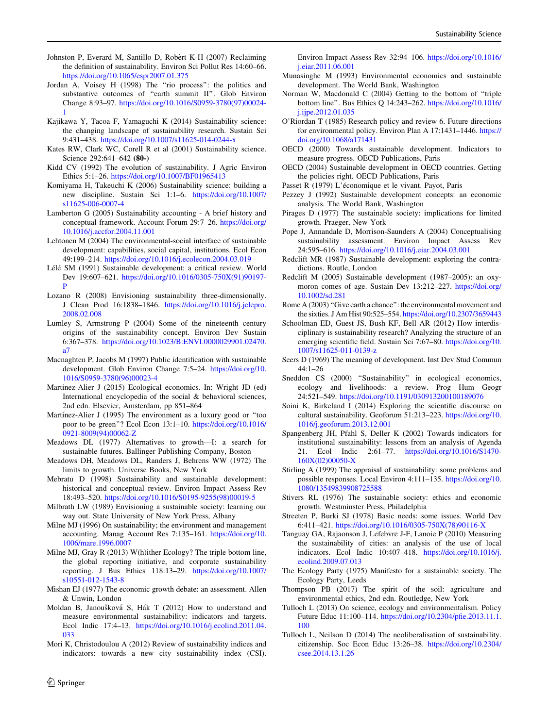Johnston P, Everard M, Santillo D, Robèrt K-H (2007) Reclaiming the definition of sustainability. Environ Sci Pollut Res 14:60–66. https://doi.org/10.1065/espr2007.01.375

Jordan A, Voisey H (1998) The "rio process": the politics and substantive outcomes of "earth summit II". Glob Environ Change 8:93–97. https://doi.org/10.1016/S0959-3780(97)00024-1

Kajikawa Y, Tacoa F, Yamaguchi K (2014) Sustainability science: the changing landscape of sustainability research. Sustain Sci 9:431–438. https://doi.org/10.1007/s11625-014-0244-x

Kates RW, Clark WC, Corell R et al (2001) Sustainability science. Science 292:641–642 **(80-)**

Kidd CV (1992) The evolution of sustainability. J Agric Environ Ethics 5:1–26. https://doi.org/10.1007/BF01965413

Komiyama H, Takeuchi K (2006) Sustainability science: building a new discipline. Sustain Sci 1:1–6. https://doi.org/10.1007/s11625-006-0007-4

Lamberton G (2005) Sustainability accounting - A brief history and conceptual framework. Account Forum 29:7–26. https://doi.org/10.1016/j.accfor.2004.11.001

Lehtonen M (2004) The environmental-social interface of sustainable development: capabilities, social capital, institutions. Ecol Econ 49:199–214. https://doi.org/10.1016/j.ecolecon.2004.03.019

Lélé SM (1991) Sustainable development: a critical review. World Dev 19:607–621. https://doi.org/10.1016/0305-750X(91)90197-P

Lozano R (2008) Envisioning sustainability three-dimensionally. J Clean Prod 16:1838–1846. https://doi.org/10.1016/j.jclepro.2008.02.008

Lumley S, Armstrong P (2004) Some of the nineteenth century origins of the sustainability concept. Environ Dev Sustain 6:367–378. https://doi.org/10.1023/B:ENVI.0000029901.02470.a7

Macnaghten P, Jacobs M (1997) Public identification with sustainable development. Glob Environ Change 7:5–24. https://doi.org/10.1016/S0959-3780(96)00023-4

Martinez-Alier J (2015) Ecological economics. In: Wright JD (ed) International encyclopedia of the social & behavioral sciences, 2nd edn. Elsevier, Amsterdam, pp 851–864

Martínez-Alier J (1995) The environment as a luxury good or "too poor to be green"? Ecol Econ 13:1–10. https://doi.org/10.1016/0921-8009(94)00062-Z

Meadows DL (1977) Alternatives to growth—I: a search for sustainable futures. Ballinger Publishing Company, Boston

Meadows DH, Meadows DL, Randers J, Behrens WW (1972) The limits to growth. Universe Books, New York

Mebratu D (1998) Sustainability and sustainable development: historical and conceptual review. Environ Impact Assess Rev 18:493–520. https://doi.org/10.1016/S0195-9255(98)00019-5

Milbrath LW (1989) Envisioning a sustainable society: learning our way out. State University of New York Press, Albany

Milne MJ (1996) On sustainability; the environment and management accounting. Manag Account Res 7:135–161. https://doi.org/10.1006/mare.1996.0007

Milne MJ, Gray R (2013) W(h)ither Ecology? The triple bottom line, the global reporting initiative, and corporate sustainability reporting. J Bus Ethics 118:13–29. https://doi.org/10.1007/s10551-012-1543-8

Mishan EJ (1977) The economic growth debate: an assessment. Allen & Unwin, London

Moldan B, Janoušková S, Hák T (2012) How to understand and measure environmental sustainability: indicators and targets. Ecol Indic 17:4–13. https://doi.org/10.1016/j.ecolind.2011.04.033

Mori K, Christodoulou A (2012) Review of sustainability indices and indicators: towards a new city sustainability index (CSI). Environ Impact Assess Rev 32:94–106. https://doi.org/10.1016/j.eiar.2011.06.001

Munasinghe M (1993) Environmental economics and sustainable development. The World Bank, Washington

Norman W, Macdonald C (2004) Getting to the bottom of "triple bottom line". Bus Ethics Q 14:243–262. https://doi.org/10.1016/j.ijpe.2012.01.035

O'Riordan T (1985) Research policy and review 6. Future directions for environmental policy. Environ Plan A 17:1431–1446. https://doi.org/10.1068/a171431

OECD (2000) Towards sustainable development. Indicators to measure progress. OECD Publications, Paris

OECD (2004) Sustainable development in OECD countries. Getting the policies right. OECD Publications, Paris

Passet R (1979) L'économique et le vivant. Payot, Paris

Pezzey J (1992) Sustainable development concepts: an economic analysis. The World Bank, Washington

Pirages D (1977) The sustainable society: implications for limited growth. Praeger, New York

Pope J, Annandale D, Morrison-Saunders A (2004) Conceptualising sustainability assessment. Environ Impact Assess Rev 24:595–616. https://doi.org/10.1016/j.eiar.2004.03.001

Redclift MR (1987) Sustainable development: exploring the contradictions. Routle, London

Redclift M (2005) Sustainable development (1987–2005): an oxymoron comes of age. Sustain Dev 13:212–227. https://doi.org/10.1002/sd.281

Rome A (2003) "Give earth a chance": the environmental movement and the sixties. J Am Hist 90:525–554. https://doi.org/10.2307/3659443

Schoolman ED, Guest JS, Bush KF, Bell AR (2012) How interdisciplinary is sustainability research? Analyzing the structure of an emerging scientific field. Sustain Sci 7:67–80. https://doi.org/10.1007/s11625-011-0139-z

Seers D (1969) The meaning of development. Inst Dev Stud Commun 44:1–26

Sneddon CS (2000) "Sustainability" in ecological economics, ecology and livelihoods: a review. Prog Hum Geogr 24:521–549. https://doi.org/10.1191/030913200100189076

Soini K, Birkeland I (2014) Exploring the scientific discourse on cultural sustainability. Geoforum 51:213–223. https://doi.org/10.1016/j.geoforum.2013.12.001

Spangenberg JH, Pfahl S, Deller K (2002) Towards indicators for institutional sustainability: lessons from an analysis of Agenda 21. Ecol Indic 2:61–77. https://doi.org/10.1016/S1470-160X(02)00050-X

Stirling A (1999) The appraisal of sustainability: some problems and possible responses. Local Environ 4:111–135. https://doi.org/10.1080/13549839908725588

Stivers RL (1976) The sustainable society: ethics and economic growth. Westminster Press, Philadelphia

Streeten P, Burki SJ (1978) Basic needs: some issues. World Dev 6:411–421. https://doi.org/10.1016/0305-750X(78)90116-X

Tanguay GA, Rajaonson J, Lefebvre J-F, Lanoie P (2010) Measuring the sustainability of cities: an analysis of the use of local indicators. Ecol Indic 10:407–418. https://doi.org/10.1016/j.ecolind.2009.07.013

The Ecology Party (1975) Manifesto for a sustainable society. The Ecology Party, Leeds

Thompson PB (2017) The spirit of the soil: agriculture and environmental ethics, 2nd edn. Routledge, New York

Tulloch L (2013) On science, ecology and environmentalism. Policy Future Educ 11:100–114. https://doi.org/10.2304/pfie.2013.11.1.100

Tulloch L, Neilson D (2014) The neoliberalisation of sustainability. citizenship. Soc Econ Educ 13:26–38. https://doi.org/10.2304/csee.2014.13.1.26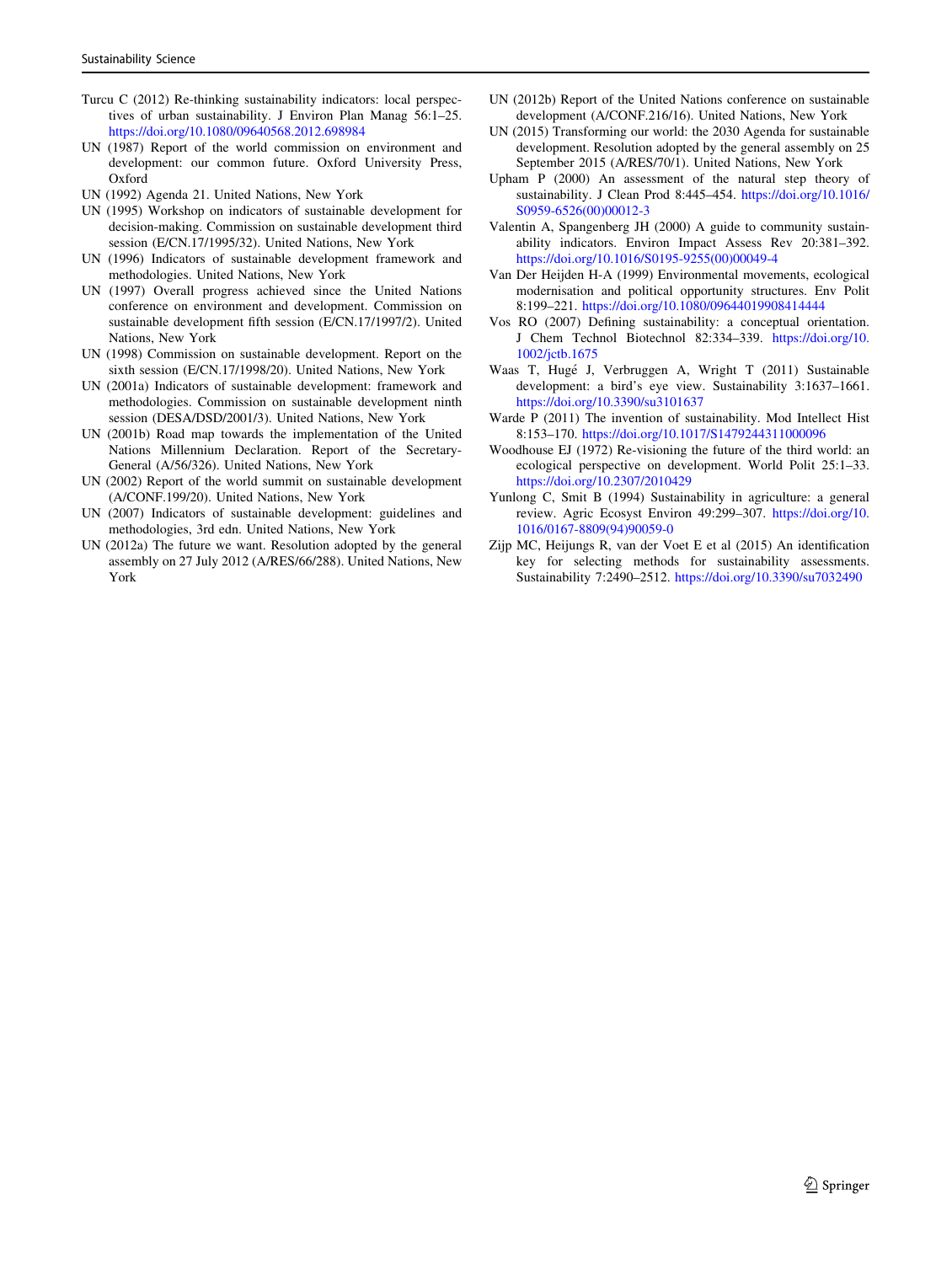Turcu C (2012) Re-thinking sustainability indicators: local perspectives of urban sustainability. J Environ Plan Manag 56:1–25. https://doi.org/10.1080/09640568.2012.698984

UN (1987) Report of the world commission on environment and development: our common future. Oxford University Press, Oxford

UN (1992) Agenda 21. United Nations, New York

UN (1995) Workshop on indicators of sustainable development for decision-making. Commission on sustainable development third session (E/CN.17/1995/32). United Nations, New York

UN (1996) Indicators of sustainable development framework and methodologies. United Nations, New York

UN (1997) Overall progress achieved since the United Nations conference on environment and development. Commission on sustainable development fifth session (E/CN.17/1997/2). United Nations, New York

UN (1998) Commission on sustainable development. Report on the sixth session (E/CN.17/1998/20). United Nations, New York

UN (2001a) Indicators of sustainable development: framework and methodologies. Commission on sustainable development ninth session (DESA/DSD/2001/3). United Nations, New York

UN (2001b) Road map towards the implementation of the United Nations Millennium Declaration. Report of the Secretary-General (A/56/326). United Nations, New York

UN (2002) Report of the world summit on sustainable development (A/CONF.199/20). United Nations, New York

UN (2007) Indicators of sustainable development: guidelines and methodologies, 3rd edn. United Nations, New York

UN (2012a) The future we want. Resolution adopted by the general assembly on 27 July 2012 (A/RES/66/288). United Nations, New York

UN (2012b) Report of the United Nations conference on sustainable development (A/CONF.216/16). United Nations, New York

UN (2015) Transforming our world: the 2030 Agenda for sustainable development. Resolution adopted by the general assembly on 25 September 2015 (A/RES/70/1). United Nations, New York

Upham P (2000) An assessment of the natural step theory of sustainability. J Clean Prod 8:445–454. https://doi.org/10.1016/S0959-6526(00)00012-3

Valentin A, Spangenberg JH (2000) A guide to community sustainability indicators. Environ Impact Assess Rev 20:381–392. https://doi.org/10.1016/S0195-9255(00)00049-4

Van Der Heijden H-A (1999) Environmental movements, ecological modernisation and political opportunity structures. Env Polit 8:199–221. https://doi.org/10.1080/09644019908414444

Vos RO (2007) Defining sustainability: a conceptual orientation. J Chem Technol Biotechnol 82:334–339. https://doi.org/10.1002/jctb.1675

Waas T, Hugé J, Verbruggen A, Wright T (2011) Sustainable development: a bird's eye view. Sustainability 3:1637–1661. https://doi.org/10.3390/su3101637

Warde P (2011) The invention of sustainability. Mod Intellect Hist 8:153–170. https://doi.org/10.1017/S1479244311000096

Woodhouse EJ (1972) Re-visioning the future of the third world: an ecological perspective on development. World Polit 25:1–33. https://doi.org/10.2307/2010429

Yunlong C, Smit B (1994) Sustainability in agriculture: a general review. Agric Ecosyst Environ 49:299–307. https://doi.org/10.1016/0167-8809(94)90059-0

Zijp MC, Heijungs R, van der Voet E et al (2015) An identification key for selecting methods for sustainability assessments. Sustainability 7:2490–2512. https://doi.org/10.3390/su7032490